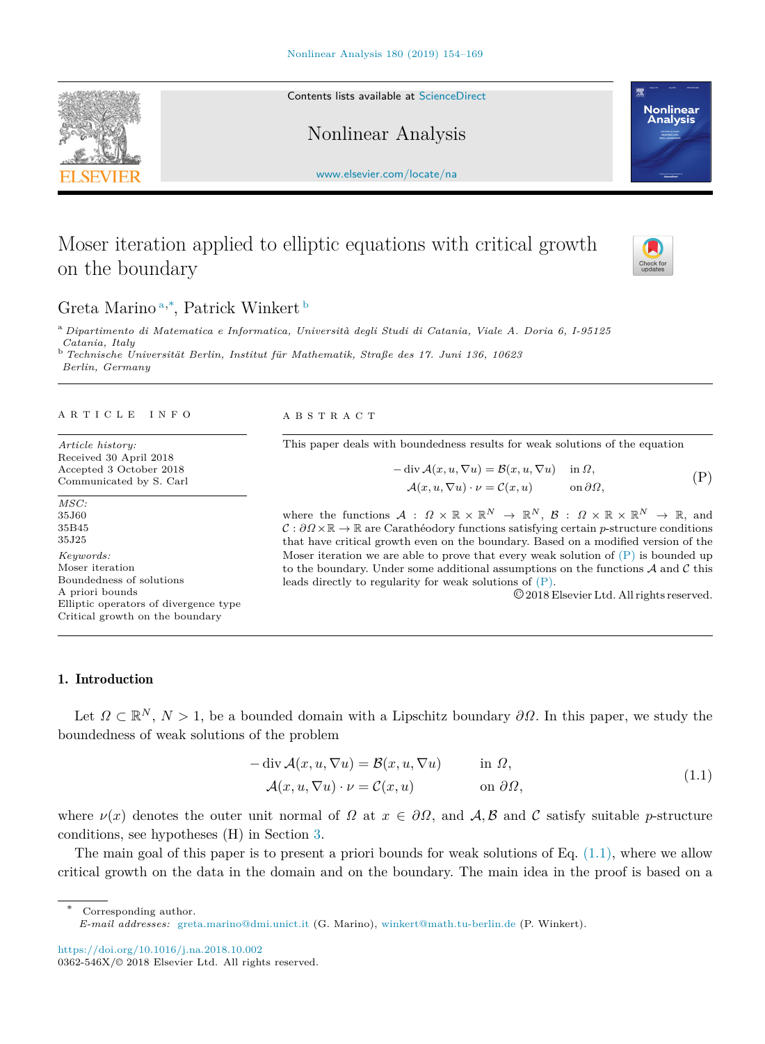# Moser iteration applied to elliptic equations with critical growth on the boundary

Greta Marino [a,*], Patrick Winkert [b]

[a] *Dipartimento di Matematica e Informatica, Università degli Studi di Catania, Viale A. Doria 6, I-95125 Catania, Italy*

[b] *Technische Universität Berlin, Institut für Mathematik, Straße des 17. Juni 136, 10623 Berlin, Germany*

ARTICLE INFO

*Article history:*
Received 30 April 2018
Accepted 3 October 2018
Communicated by S. Carl

*MSC:*
35J60
35B45
35J25

*Keywords:*
Moser iteration
Boundedness of solutions
A priori bounds
Elliptic operators of divergence type
Critical growth on the boundary

ABSTRACT

This paper deals with boundedness results for weak solutions of the equation

$$
\begin{aligned}
-\operatorname{div} \mathcal{A}(x,u,\nabla u) &= \mathcal{B}(x,u,\nabla u) && \text{in } \Omega,\\
\mathcal{A}(x,u,\nabla u)\cdot \nu &= \mathcal{C}(x,u) && \text{on } \partial\Omega,
\end{aligned}
\tag{P}
$$

where the functions $\mathcal{A} : \Omega \times \mathbb{R} \times \mathbb{R}^N \to \mathbb{R}^N$, $\mathcal{B} : \Omega \times \mathbb{R} \times \mathbb{R}^N \to \mathbb{R}$, and $\mathcal{C} : \partial\Omega \times \mathbb{R} \to \mathbb{R}$ are Carathéodory functions satisfying certain $p$-structure conditions that have critical growth even on the boundary. Based on a modified version of the Moser iteration we are able to prove that every weak solution of (P) is bounded up to the boundary. Under some additional assumptions on the functions $\mathcal{A}$ and $\mathcal{C}$ this leads directly to regularity for weak solutions of (P).

© 2018 Elsevier Ltd. All rights reserved.

## 1. Introduction

Let $\Omega \subset \mathbb{R}^N$, $N > 1$, be a bounded domain with a Lipschitz boundary $\partial\Omega$. In this paper, we study the boundedness of weak solutions of the problem

$$
\begin{aligned}
-\operatorname{div} \mathcal{A}(x,u,\nabla u) &= \mathcal{B}(x,u,\nabla u) && \text{in } \Omega,\\
\mathcal{A}(x,u,\nabla u)\cdot \nu &= \mathcal{C}(x,u) && \text{on } \partial\Omega,
\end{aligned}
\tag{1.1}
$$

where $\nu(x)$ denotes the outer unit normal of $\Omega$ at $x \in \partial\Omega$, and $\mathcal{A}, \mathcal{B}$ and $\mathcal{C}$ satisfy suitable $p$-structure conditions, see hypotheses (H) in Section 3.

The main goal of this paper is to present a priori bounds for weak solutions of Eq. (1.1), where we allow critical growth on the data in the domain and on the boundary. The main idea in the proof is based on a

\* Corresponding author.
*E-mail addresses:* greta.marino@dmi.unict.it (G. Marino), winkert@math.tu-berlin.de (P. Winkert).

https://doi.org/10.1016/j.na.2018.10.002
0362-546X/© 2018 Elsevier Ltd. All rights reserved.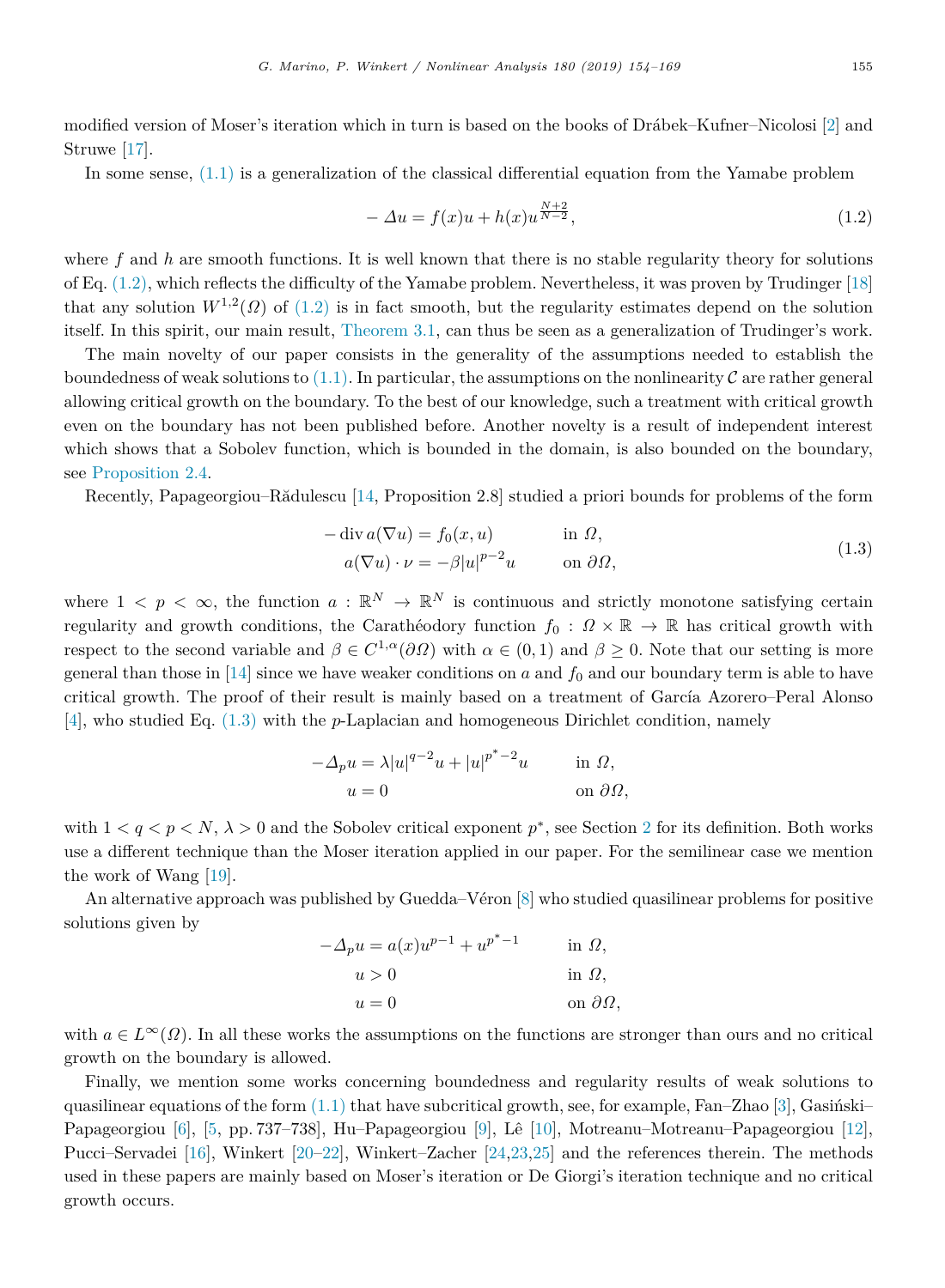modified version of Moser's iteration which in turn is based on the books of Drábek–Kufner–Nicolosi [2] and Struwe [17].

In some sense, (1.1) is a generalization of the classical differential equation from the Yamabe problem

$$-\Delta u = f(x)u + h(x)u^{\frac{N+2}{N-2}}, \tag{1.2}$$

where $f$ and $h$ are smooth functions. It is well known that there is no stable regularity theory for solutions of Eq. (1.2), which reflects the difficulty of the Yamabe problem. Nevertheless, it was proven by Trudinger [18] that any solution $W^{1,2}(\Omega)$ of (1.2) is in fact smooth, but the regularity estimates depend on the solution itself. In this spirit, our main result, Theorem 3.1, can thus be seen as a generalization of Trudinger's work.

The main novelty of our paper consists in the generality of the assumptions needed to establish the boundedness of weak solutions to (1.1). In particular, the assumptions on the nonlinearity $\mathcal{C}$ are rather general allowing critical growth on the boundary. To the best of our knowledge, such a treatment with critical growth even on the boundary has not been published before. Another novelty is a result of independent interest which shows that a Sobolev function, which is bounded in the domain, is also bounded on the boundary, see Proposition 2.4.

Recently, Papageorgiou–Rădulescu [14, Proposition 2.8] studied a priori bounds for problems of the form

$$\begin{aligned} -\operatorname{div} a(\nabla u) &= f_0(x,u) \qquad && \text{in } \Omega,\\ a(\nabla u)\cdot \nu &= -\beta |u|^{p-2}u && \text{on } \partial\Omega, \end{aligned} \tag{1.3}$$

where $1 < p < \infty$, the function $a : \mathbb{R}^N \to \mathbb{R}^N$ is continuous and strictly monotone satisfying certain regularity and growth conditions, the Carathéodory function $f_0 : \Omega \times \mathbb{R} \to \mathbb{R}$ has critical growth with respect to the second variable and $\beta \in C^{1,\alpha}(\partial\Omega)$ with $\alpha \in (0,1)$ and $\beta \geq 0$. Note that our setting is more general than those in [14] since we have weaker conditions on $a$ and $f_0$ and our boundary term is able to have critical growth. The proof of their result is mainly based on a treatment of García Azorero–Peral Alonso [4], who studied Eq. (1.3) with the $p$-Laplacian and homogeneous Dirichlet condition, namely

$$\begin{aligned} -\Delta_p u &= \lambda |u|^{q-2}u + |u|^{p^*-2}u \qquad && \text{in } \Omega,\\ u &= 0 && \text{on } \partial\Omega, \end{aligned}$$

with $1 < q < p < N$, $\lambda > 0$ and the Sobolev critical exponent $p^*$, see Section 2 for its definition. Both works use a different technique than the Moser iteration applied in our paper. For the semilinear case we mention the work of Wang [19].

An alternative approach was published by Guedda–Véron [8] who studied quasilinear problems for positive solutions given by

$$\begin{aligned} -\Delta_p u &= a(x)u^{p-1} + u^{p^*-1} \qquad && \text{in } \Omega,\\ u &> 0 && \text{in } \Omega,\\ u &= 0 && \text{on } \partial\Omega, \end{aligned}$$

with $a \in L^\infty(\Omega)$. In all these works the assumptions on the functions are stronger than ours and no critical growth on the boundary is allowed.

Finally, we mention some works concerning boundedness and regularity results of weak solutions to quasilinear equations of the form (1.1) that have subcritical growth, see, for example, Fan–Zhao [3], Gasiński–Papageorgiou [6], [5, pp. 737–738], Hu–Papageorgiou [9], Lê [10], Motreanu–Motreanu–Papageorgiou [12], Pucci–Servadei [16], Winkert [20–22], Winkert–Zacher [24,23,25] and the references therein. The methods used in these papers are mainly based on Moser's iteration or De Giorgi's iteration technique and no critical growth occurs.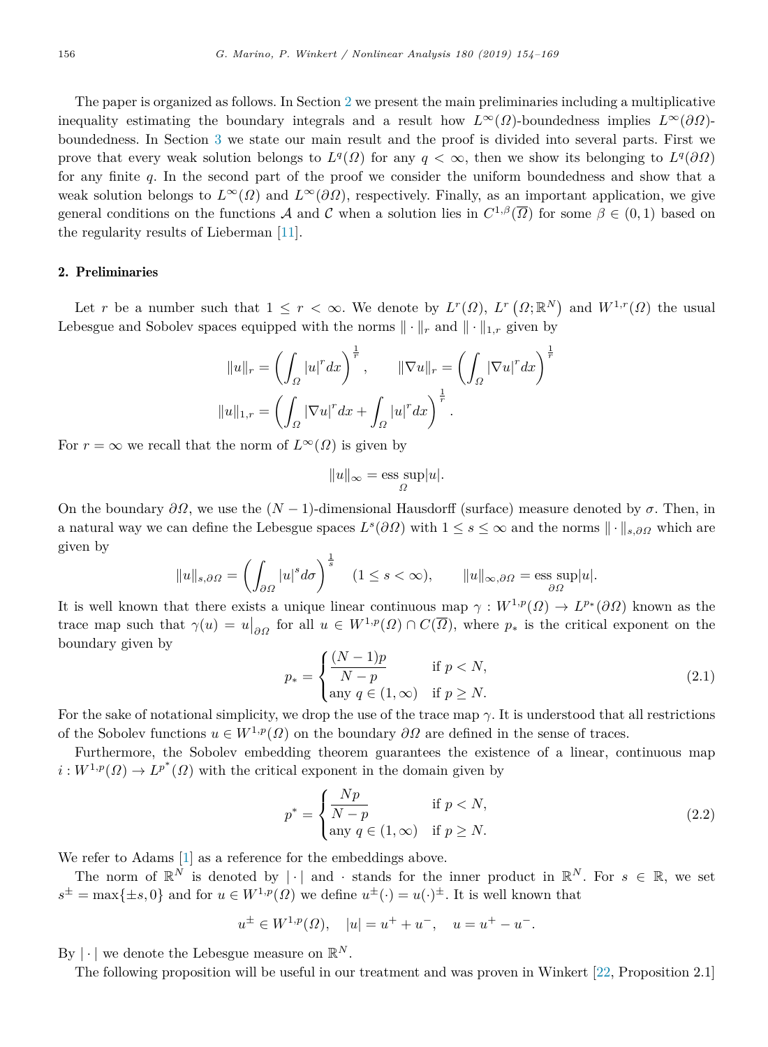The paper is organized as follows. In Section 2 we present the main preliminaries including a multiplicative inequality estimating the boundary integrals and a result how $L^\infty(\Omega)$-boundedness implies $L^\infty(\partial\Omega)$-boundedness. In Section 3 we state our main result and the proof is divided into several parts. First we prove that every weak solution belongs to $L^q(\Omega)$ for any $q < \infty$, then we show its belonging to $L^q(\partial\Omega)$ for any finite $q$. In the second part of the proof we consider the uniform boundedness and show that a weak solution belongs to $L^\infty(\Omega)$ and $L^\infty(\partial\Omega)$, respectively. Finally, as an important application, we give general conditions on the functions $\mathcal{A}$ and $\mathcal{C}$ when a solution lies in $C^{1,\beta}(\overline{\Omega})$ for some $\beta \in (0,1)$ based on the regularity results of Lieberman [11].

## 2. Preliminaries

Let $r$ be a number such that $1 \le r < \infty$. We denote by $L^r(\Omega)$, $L^r\left(\Omega;\mathbb{R}^N\right)$ and $W^{1,r}(\Omega)$ the usual Lebesgue and Sobolev spaces equipped with the norms $\|\cdot\|_r$ and $\|\cdot\|_{1,r}$ given by

$$\|u\|_r = \left(\int_\Omega |u|^r dx\right)^{\frac{1}{r}}, \qquad \|\nabla u\|_r = \left(\int_\Omega |\nabla u|^r dx\right)^{\frac{1}{r}}$$

$$\|u\|_{1,r} = \left(\int_\Omega |\nabla u|^r dx + \int_\Omega |u|^r dx\right)^{\frac{1}{r}}.$$

For $r = \infty$ we recall that the norm of $L^\infty(\Omega)$ is given by

$$\|u\|_\infty = \operatorname*{ess\,sup}_\Omega |u|.$$

On the boundary $\partial\Omega$, we use the $(N-1)$-dimensional Hausdorff (surface) measure denoted by $\sigma$. Then, in a natural way we can define the Lebesgue spaces $L^s(\partial\Omega)$ with $1 \le s \le \infty$ and the norms $\|\cdot\|_{s,\partial\Omega}$ which are given by

$$\|u\|_{s,\partial\Omega} = \left(\int_{\partial\Omega} |u|^s d\sigma\right)^{\frac{1}{s}} \quad (1 \le s < \infty), \qquad \|u\|_{\infty,\partial\Omega} = \operatorname*{ess\,sup}_{\partial\Omega} |u|.$$

It is well known that there exists a unique linear continuous map $\gamma : W^{1,p}(\Omega) \to L^{p_*}(\partial\Omega)$ known as the trace map such that $\gamma(u) = u\big|_{\partial\Omega}$ for all $u \in W^{1,p}(\Omega) \cap C(\overline{\Omega})$, where $p_*$ is the critical exponent on the boundary given by

$$p_* = \begin{cases} \dfrac{(N-1)p}{N-p} & \text{if } p < N, \\ \text{any } q \in (1,\infty) & \text{if } p \ge N. \end{cases} \tag{2.1}$$

For the sake of notational simplicity, we drop the use of the trace map $\gamma$. It is understood that all restrictions of the Sobolev functions $u \in W^{1,p}(\Omega)$ on the boundary $\partial\Omega$ are defined in the sense of traces.

Furthermore, the Sobolev embedding theorem guarantees the existence of a linear, continuous map $i : W^{1,p}(\Omega) \to L^{p^*}(\Omega)$ with the critical exponent in the domain given by

$$p^* = \begin{cases} \dfrac{Np}{N-p} & \text{if } p < N, \\ \text{any } q \in (1,\infty) & \text{if } p \ge N. \end{cases} \tag{2.2}$$

We refer to Adams [1] as a reference for the embeddings above.

The norm of $\mathbb{R}^N$ is denoted by $|\cdot|$ and $\cdot$ stands for the inner product in $\mathbb{R}^N$. For $s \in \mathbb{R}$, we set $s^\pm = \max\{\pm s, 0\}$ and for $u \in W^{1,p}(\Omega)$ we define $u^\pm(\cdot) = u(\cdot)^\pm$. It is well known that

$$u^\pm \in W^{1,p}(\Omega), \quad |u| = u^+ + u^-, \quad u = u^+ - u^-.$$

By $|\cdot|$ we denote the Lebesgue measure on $\mathbb{R}^N$.

The following proposition will be useful in our treatment and was proven in Winkert [22, Proposition 2.1]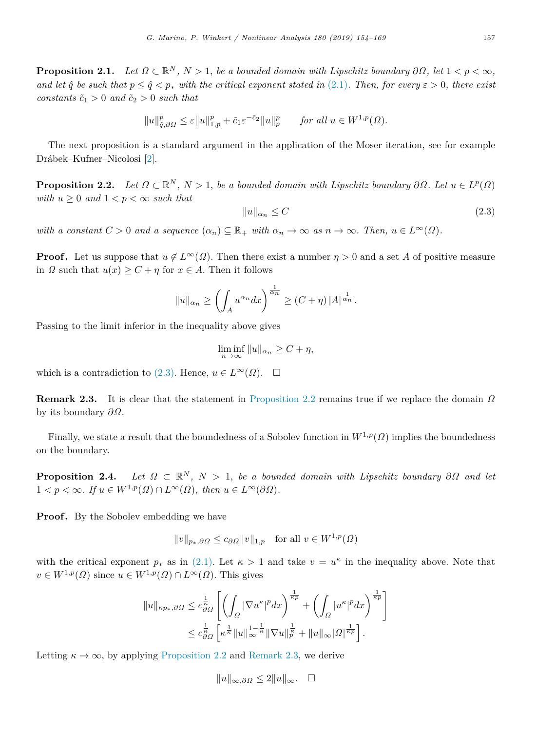**Proposition 2.1.** *Let $\Omega \subset \mathbb{R}^N$, $N > 1$, be a bounded domain with Lipschitz boundary $\partial\Omega$, let $1 < p < \infty$, and let $\hat{q}$ be such that $p \leq \hat{q} < p_*$ with the critical exponent stated in (2.1). Then, for every $\varepsilon > 0$, there exist constants $\tilde{c}_1 > 0$ and $\tilde{c}_2 > 0$ such that*

$$\|u\|_{\hat{q},\partial\Omega}^p \leq \varepsilon \|u\|_{1,p}^p + \tilde{c}_1 \varepsilon^{-\tilde{c}_2} \|u\|_p^p \qquad \text{for all } u \in W^{1,p}(\Omega).$$

The next proposition is a standard argument in the application of the Moser iteration, see for example Drábek–Kufner–Nicolosi [2].

**Proposition 2.2.** *Let $\Omega \subset \mathbb{R}^N$, $N > 1$, be a bounded domain with Lipschitz boundary $\partial\Omega$. Let $u \in L^p(\Omega)$ with $u \geq 0$ and $1 < p < \infty$ such that*

$$\|u\|_{\alpha_n} \leq C \tag{2.3}$$

*with a constant $C > 0$ and a sequence $(\alpha_n) \subseteq \mathbb{R}_+$ with $\alpha_n \to \infty$ as $n \to \infty$. Then, $u \in L^\infty(\Omega)$.*

**Proof.** Let us suppose that $u \notin L^\infty(\Omega)$. Then there exist a number $\eta > 0$ and a set $A$ of positive measure in $\Omega$ such that $u(x) \geq C + \eta$ for $x \in A$. Then it follows

$$\|u\|_{\alpha_n} \geq \left( \int_A u^{\alpha_n} dx \right)^{\frac{1}{\alpha_n}} \geq (C + \eta) \, |A|^{\frac{1}{\alpha_n}}.$$

Passing to the limit inferior in the inequality above gives

$$\liminf_{n \to \infty} \|u\|_{\alpha_n} \geq C + \eta,$$

which is a contradiction to (2.3). Hence, $u \in L^\infty(\Omega)$. $\square$

**Remark 2.3.** It is clear that the statement in Proposition 2.2 remains true if we replace the domain $\Omega$ by its boundary $\partial\Omega$.

Finally, we state a result that the boundedness of a Sobolev function in $W^{1,p}(\Omega)$ implies the boundedness on the boundary.

**Proposition 2.4.** *Let $\Omega \subset \mathbb{R}^N$, $N > 1$, be a bounded domain with Lipschitz boundary $\partial\Omega$ and let $1 < p < \infty$. If $u \in W^{1,p}(\Omega) \cap L^\infty(\Omega)$, then $u \in L^\infty(\partial\Omega)$.*

**Proof.** By the Sobolev embedding we have

$$\|v\|_{p_*,\partial\Omega} \leq c_{\partial\Omega} \|v\|_{1,p} \quad \text{for all } v \in W^{1,p}(\Omega)$$

with the critical exponent $p_*$ as in (2.1). Let $\kappa > 1$ and take $v = u^\kappa$ in the inequality above. Note that $v \in W^{1,p}(\Omega)$ since $u \in W^{1,p}(\Omega) \cap L^\infty(\Omega)$. This gives

$$\begin{aligned}
\|u\|_{\kappa p_*,\partial\Omega} &\leq c_{\partial\Omega}^{\frac{1}{\kappa}} \left[ \left( \int_\Omega |\nabla u^\kappa|^p dx \right)^{\frac{1}{\kappa p}} + \left( \int_\Omega |u^\kappa|^p dx \right)^{\frac{1}{\kappa p}} \right] \\
&\leq c_{\partial\Omega}^{\frac{1}{\kappa}} \left[ \kappa^{\frac{1}{\kappa}} \|u\|_\infty^{1-\frac{1}{\kappa}} \|\nabla u\|_p^{\frac{1}{\kappa}} + \|u\|_\infty |\Omega|^{\frac{1}{\kappa p}} \right].
\end{aligned}$$

Letting $\kappa \to \infty$, by applying Proposition 2.2 and Remark 2.3, we derive

$$\|u\|_{\infty,\partial\Omega} \leq 2\|u\|_\infty. \quad \square$$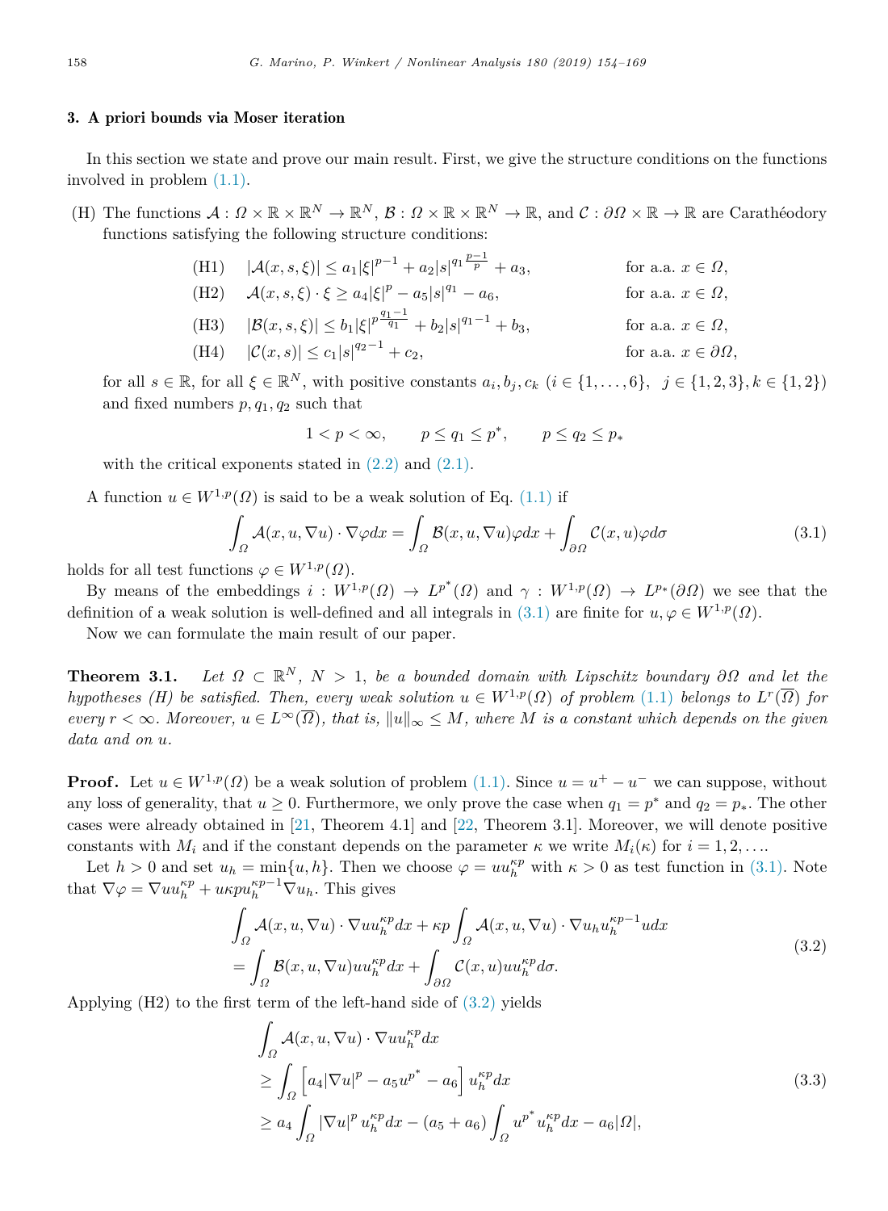## 3. A priori bounds via Moser iteration

In this section we state and prove our main result. First, we give the structure conditions on the functions involved in problem (1.1).

(H) The functions $\mathcal{A} : \Omega \times \mathbb{R} \times \mathbb{R}^N \to \mathbb{R}^N$, $\mathcal{B} : \Omega \times \mathbb{R} \times \mathbb{R}^N \to \mathbb{R}$, and $\mathcal{C} : \partial\Omega \times \mathbb{R} \to \mathbb{R}$ are Carathéodory functions satisfying the following structure conditions:

$$
\begin{aligned}
&\text{(H1)} \quad |\mathcal{A}(x,s,\xi)| \le a_1|\xi|^{p-1} + a_2|s|^{q_1\frac{p-1}{p}} + a_3, && \text{for a.a. } x \in \Omega,\\
&\text{(H2)} \quad \mathcal{A}(x,s,\xi)\cdot\xi \ge a_4|\xi|^p - a_5|s|^{q_1} - a_6, && \text{for a.a. } x \in \Omega,\\
&\text{(H3)} \quad |\mathcal{B}(x,s,\xi)| \le b_1|\xi|^{p\frac{q_1-1}{q_1}} + b_2|s|^{q_1-1} + b_3, && \text{for a.a. } x \in \Omega,\\
&\text{(H4)} \quad |\mathcal{C}(x,s)| \le c_1|s|^{q_2-1} + c_2, && \text{for a.a. } x \in \partial\Omega,
\end{aligned}
$$

for all $s \in \mathbb{R}$, for all $\xi \in \mathbb{R}^N$, with positive constants $a_i, b_j, c_k$ $(i \in \{1,\ldots,6\},\ \ j \in \{1,2,3\}, k \in \{1,2\})$ and fixed numbers $p, q_1, q_2$ such that

$$
1 < p < \infty, \qquad p \le q_1 \le p^*, \qquad p \le q_2 \le p_*
$$

with the critical exponents stated in (2.2) and (2.1).

A function $u \in W^{1,p}(\Omega)$ is said to be a weak solution of Eq. (1.1) if

$$
\int_\Omega \mathcal{A}(x,u,\nabla u)\cdot\nabla\varphi dx = \int_\Omega \mathcal{B}(x,u,\nabla u)\varphi dx + \int_{\partial\Omega} \mathcal{C}(x,u)\varphi d\sigma \tag{3.1}
$$

holds for all test functions $\varphi \in W^{1,p}(\Omega)$.

By means of the embeddings $i : W^{1,p}(\Omega) \to L^{p^*}(\Omega)$ and $\gamma : W^{1,p}(\Omega) \to L^{p_*}(\partial\Omega)$ we see that the definition of a weak solution is well-defined and all integrals in (3.1) are finite for $u, \varphi \in W^{1,p}(\Omega)$.

Now we can formulate the main result of our paper.

**Theorem 3.1.** *Let $\Omega \subset \mathbb{R}^N$, $N > 1$, be a bounded domain with Lipschitz boundary $\partial\Omega$ and let the hypotheses (H) be satisfied. Then, every weak solution $u \in W^{1,p}(\Omega)$ of problem (1.1) belongs to $L^r(\overline{\Omega})$ for every $r < \infty$. Moreover, $u \in L^\infty(\overline{\Omega})$, that is, $\|u\|_\infty \le M$, where $M$ is a constant which depends on the given data and on $u$.*

**Proof.** Let $u \in W^{1,p}(\Omega)$ be a weak solution of problem (1.1). Since $u = u^+ - u^-$ we can suppose, without any loss of generality, that $u \ge 0$. Furthermore, we only prove the case when $q_1 = p^*$ and $q_2 = p_*$. The other cases were already obtained in [21, Theorem 4.1] and [22, Theorem 3.1]. Moreover, we will denote positive constants with $M_i$ and if the constant depends on the parameter $\kappa$ we write $M_i(\kappa)$ for $i = 1, 2, \ldots$.

Let $h > 0$ and set $u_h = \min\{u, h\}$. Then we choose $\varphi = u u_h^{\kappa p}$ with $\kappa > 0$ as test function in (3.1). Note that $\nabla\varphi = \nabla u u_h^{\kappa p} + u\kappa p u_h^{\kappa p - 1}\nabla u_h$. This gives

$$
\begin{aligned}
&\int_\Omega \mathcal{A}(x,u,\nabla u)\cdot\nabla u u_h^{\kappa p} dx + \kappa p\int_\Omega \mathcal{A}(x,u,\nabla u)\cdot\nabla u_h u_h^{\kappa p-1} u dx\\
&= \int_\Omega \mathcal{B}(x,u,\nabla u) u u_h^{\kappa p} dx + \int_{\partial\Omega} \mathcal{C}(x,u) u u_h^{\kappa p} d\sigma.
\end{aligned} \tag{3.2}
$$

Applying (H2) to the first term of the left-hand side of (3.2) yields

$$
\begin{aligned}
&\int_\Omega \mathcal{A}(x,u,\nabla u)\cdot\nabla u u_h^{\kappa p} dx\\
&\ge \int_\Omega \left[a_4|\nabla u|^p - a_5 u^{p^*} - a_6\right] u_h^{\kappa p} dx\\
&\ge a_4\int_\Omega |\nabla u|^p u_h^{\kappa p} dx - (a_5 + a_6)\int_\Omega u^{p^*} u_h^{\kappa p} dx - a_6|\Omega|,
\end{aligned} \tag{3.3}
$$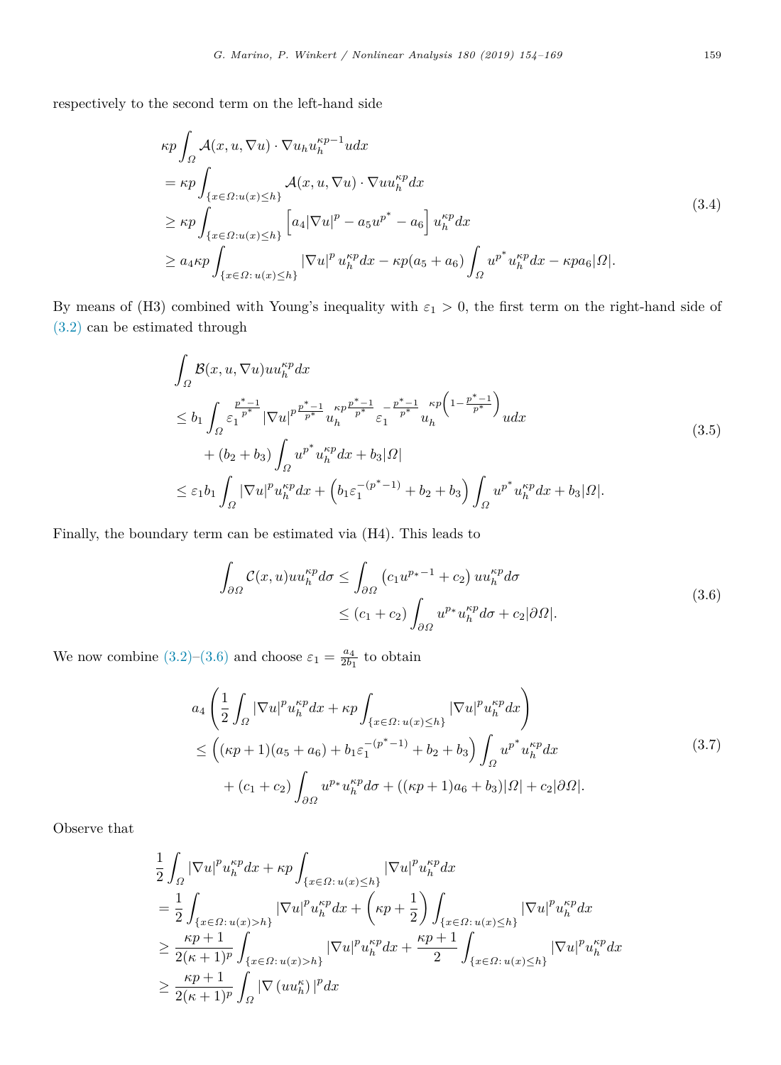respectively to the second term on the left-hand side

$$
\begin{aligned}
&\kappa p \int_\Omega \mathcal{A}(x,u,\nabla u)\cdot \nabla u_h u_h^{\kappa p-1} u dx\\
&= \kappa p \int_{\{x\in\Omega: u(x)\le h\}} \mathcal{A}(x,u,\nabla u)\cdot \nabla u u_h^{\kappa p} dx\\
&\ge \kappa p \int_{\{x\in\Omega: u(x)\le h\}} \left[a_4|\nabla u|^p - a_5 u^{p^*} - a_6\right] u_h^{\kappa p} dx\\
&\ge a_4 \kappa p \int_{\{x\in\Omega:\, u(x)\le h\}} |\nabla u|^p u_h^{\kappa p} dx - \kappa p (a_5+a_6)\int_\Omega u^{p^*} u_h^{\kappa p} dx - \kappa p a_6 |\Omega|.
\end{aligned}
\tag{3.4}
$$

By means of (H3) combined with Young's inequality with $\varepsilon_1>0$, the first term on the right-hand side of (3.2) can be estimated through

$$
\begin{aligned}
&\int_\Omega \mathcal{B}(x,u,\nabla u) u u_h^{\kappa p} dx\\
&\le b_1 \int_\Omega \varepsilon_1^{\frac{p^*-1}{p^*}} |\nabla u|^{p\frac{p^*-1}{p^*}} u_h^{\kappa p \frac{p^*-1}{p^*}} \varepsilon_1^{-\frac{p^*-1}{p^*}} u_h^{\kappa p\left(1-\frac{p^*-1}{p^*}\right)} u dx\\
&\quad + (b_2+b_3)\int_\Omega u^{p^*} u_h^{\kappa p} dx + b_3|\Omega|\\
&\le \varepsilon_1 b_1 \int_\Omega |\nabla u|^p u_h^{\kappa p} dx + \left(b_1 \varepsilon_1^{-(p^*-1)} + b_2 + b_3\right)\int_\Omega u^{p^*} u_h^{\kappa p} dx + b_3|\Omega|.
\end{aligned}
\tag{3.5}
$$

Finally, the boundary term can be estimated via (H4). This leads to

$$
\begin{aligned}
\int_{\partial\Omega} \mathcal{C}(x,u) u u_h^{\kappa p} d\sigma &\le \int_{\partial\Omega} \left(c_1 u^{p_*-1} + c_2\right) u u_h^{\kappa p} d\sigma\\
&\le (c_1+c_2)\int_{\partial\Omega} u^{p_*} u_h^{\kappa p} d\sigma + c_2|\partial\Omega|.
\end{aligned}
\tag{3.6}
$$

We now combine (3.2)–(3.6) and choose $\varepsilon_1 = \frac{a_4}{2b_1}$ to obtain

$$
\begin{aligned}
&a_4\left(\frac{1}{2}\int_\Omega |\nabla u|^p u_h^{\kappa p} dx + \kappa p \int_{\{x\in\Omega:\, u(x)\le h\}} |\nabla u|^p u_h^{\kappa p} dx\right)\\
&\le \left((\kappa p+1)(a_5+a_6) + b_1\varepsilon_1^{-(p^*-1)} + b_2 + b_3\right)\int_\Omega u^{p^*} u_h^{\kappa p} dx\\
&\quad + (c_1+c_2)\int_{\partial\Omega} u^{p_*} u_h^{\kappa p} d\sigma + ((\kappa p+1)a_6 + b_3)|\Omega| + c_2|\partial\Omega|.
\end{aligned}
\tag{3.7}
$$

Observe that

$$
\begin{aligned}
&\frac{1}{2}\int_\Omega |\nabla u|^p u_h^{\kappa p} dx + \kappa p \int_{\{x\in\Omega:\, u(x)\le h\}} |\nabla u|^p u_h^{\kappa p} dx\\
&= \frac{1}{2}\int_{\{x\in\Omega:\, u(x)>h\}} |\nabla u|^p u_h^{\kappa p} dx + \left(\kappa p + \frac{1}{2}\right)\int_{\{x\in\Omega:\, u(x)\le h\}} |\nabla u|^p u_h^{\kappa p} dx\\
&\ge \frac{\kappa p+1}{2(\kappa+1)^p}\int_{\{x\in\Omega:\, u(x)>h\}} |\nabla u|^p u_h^{\kappa p} dx + \frac{\kappa p+1}{2}\int_{\{x\in\Omega:\, u(x)\le h\}} |\nabla u|^p u_h^{\kappa p} dx\\
&\ge \frac{\kappa p+1}{2(\kappa+1)^p}\int_\Omega \left|\nabla\left(u u_h^\kappa\right)\right|^p dx
\end{aligned}
$$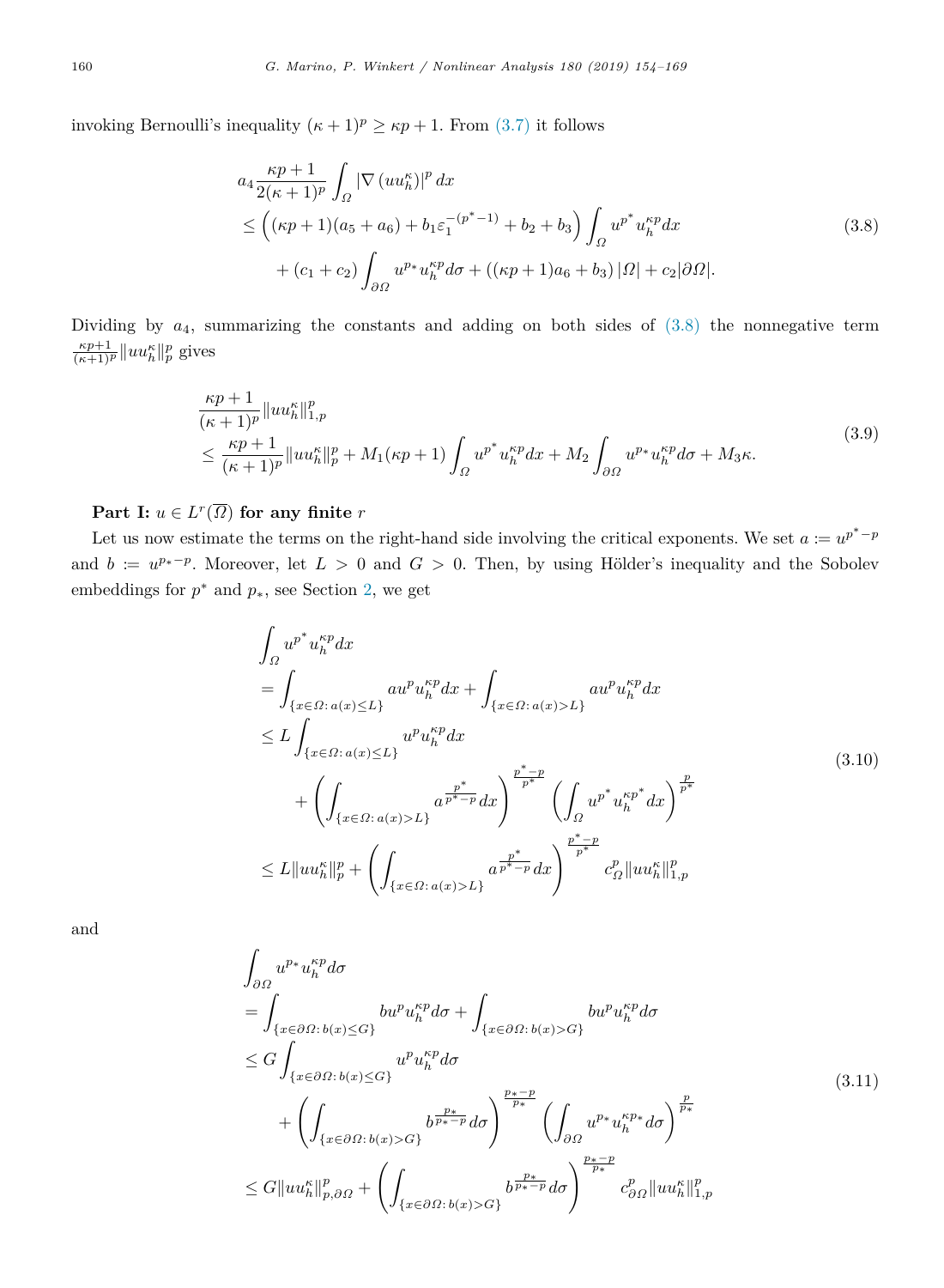invoking Bernoulli's inequality $(\kappa+1)^p \geq \kappa p + 1$. From (3.7) it follows

$$
\begin{aligned}
&a_4 \frac{\kappa p+1}{2(\kappa+1)^p} \int_\Omega |\nabla (u u_h^\kappa)|^p \, dx \\
&\leq \left( (\kappa p+1)(a_5+a_6) + b_1 \varepsilon_1^{-(p^*-1)} + b_2 + b_3 \right) \int_\Omega u^{p^*} u_h^{\kappa p} dx \\
&\qquad + (c_1+c_2) \int_{\partial\Omega} u^{p_*} u_h^{\kappa p} d\sigma + ((\kappa p+1)a_6 + b_3) |\Omega| + c_2 |\partial\Omega|.
\end{aligned}
\tag{3.8}
$$

Dividing by $a_4$, summarizing the constants and adding on both sides of (3.8) the nonnegative term $\frac{\kappa p+1}{(\kappa+1)^p} \|u u_h^\kappa\|_p^p$ gives

$$
\begin{aligned}
&\frac{\kappa p+1}{(\kappa+1)^p} \|u u_h^\kappa\|_{1,p}^p \\
&\leq \frac{\kappa p+1}{(\kappa+1)^p} \|u u_h^\kappa\|_p^p + M_1(\kappa p+1) \int_\Omega u^{p^*} u_h^{\kappa p} dx + M_2 \int_{\partial\Omega} u^{p_*} u_h^{\kappa p} d\sigma + M_3 \kappa.
\end{aligned}
\tag{3.9}
$$

**Part I: $u \in L^r(\overline{\Omega})$ for any finite $r$**

Let us now estimate the terms on the right-hand side involving the critical exponents. We set $a := u^{p^*-p}$ and $b := u^{p_*-p}$. Moreover, let $L > 0$ and $G > 0$. Then, by using Hölder's inequality and the Sobolev embeddings for $p^*$ and $p_*$, see Section 2, we get

$$
\begin{aligned}
&\int_\Omega u^{p^*} u_h^{\kappa p} dx \\
&= \int_{\{x\in\Omega:\, a(x)\leq L\}} a u^p u_h^{\kappa p} dx + \int_{\{x\in\Omega:\, a(x)>L\}} a u^p u_h^{\kappa p} dx \\
&\leq L \int_{\{x\in\Omega:\, a(x)\leq L\}} u^p u_h^{\kappa p} dx \\
&\qquad + \left( \int_{\{x\in\Omega:\, a(x)>L\}} a^{\frac{p^*}{p^*-p}} dx \right)^{\frac{p^*-p}{p^*}} \left( \int_\Omega u^{p^*} u_h^{\kappa p^*} dx \right)^{\frac{p}{p^*}} \\
&\leq L \|u u_h^\kappa\|_p^p + \left( \int_{\{x\in\Omega:\, a(x)>L\}} a^{\frac{p^*}{p^*-p}} dx \right)^{\frac{p^*-p}{p^*}} c_\Omega^p \|u u_h^\kappa\|_{1,p}^p
\end{aligned}
\tag{3.10}
$$

and

$$
\begin{aligned}
&\int_{\partial\Omega} u^{p_*} u_h^{\kappa p} d\sigma \\
&= \int_{\{x\in\partial\Omega:\, b(x)\leq G\}} b u^p u_h^{\kappa p} d\sigma + \int_{\{x\in\partial\Omega:\, b(x)>G\}} b u^p u_h^{\kappa p} d\sigma \\
&\leq G \int_{\{x\in\partial\Omega:\, b(x)\leq G\}} u^p u_h^{\kappa p} d\sigma \\
&\qquad + \left( \int_{\{x\in\partial\Omega:\, b(x)>G\}} b^{\frac{p_*}{p_*-p}} d\sigma \right)^{\frac{p_*-p}{p_*}} \left( \int_{\partial\Omega} u^{p_*} u_h^{\kappa p_*} d\sigma \right)^{\frac{p}{p_*}} \\
&\leq G \|u u_h^\kappa\|_{p,\partial\Omega}^p + \left( \int_{\{x\in\partial\Omega:\, b(x)>G\}} b^{\frac{p_*}{p_*-p}} d\sigma \right)^{\frac{p_*-p}{p_*}} c_{\partial\Omega}^p \|u u_h^\kappa\|_{1,p}^p
\end{aligned}
\tag{3.11}
$$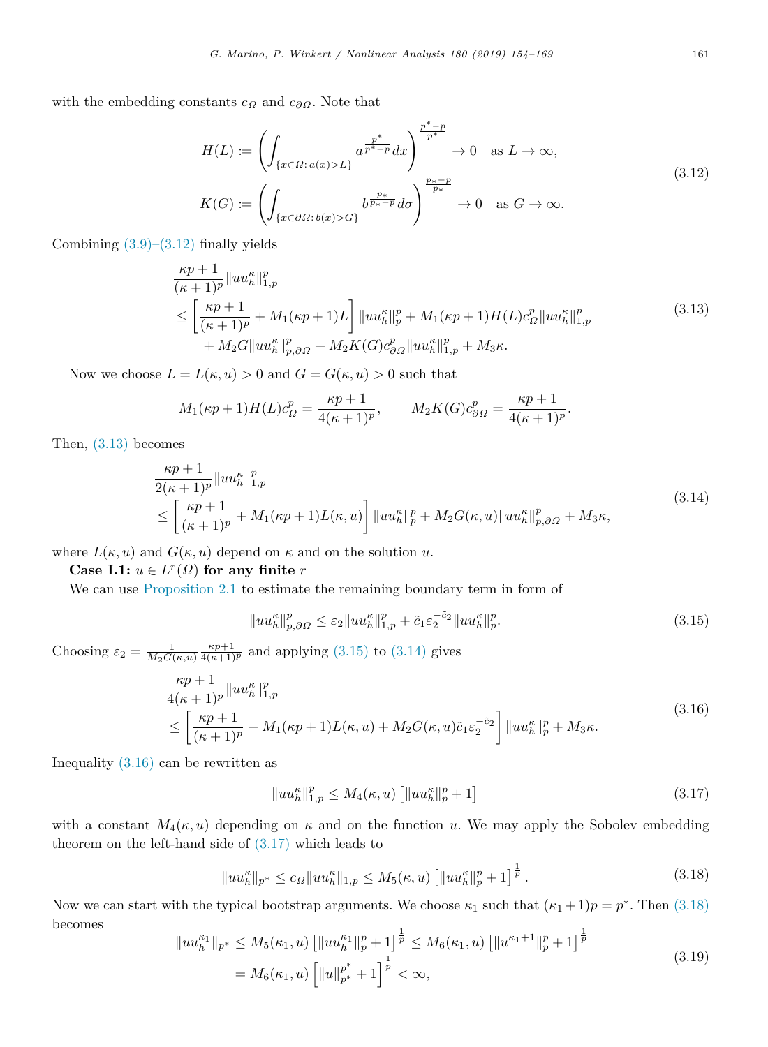with the embedding constants $c_\Omega$ and $c_{\partial\Omega}$. Note that

$$
\begin{aligned}
H(L) &:= \left( \int_{\{x\in\Omega \colon a(x)>L\}} a^{\frac{p^*}{p^*-p}} dx \right)^{\frac{p^*-p}{p^*}} \to 0 \quad \text{as } L\to\infty, \\
K(G) &:= \left( \int_{\{x\in\partial\Omega \colon b(x)>G\}} b^{\frac{p_*}{p_*-p}} d\sigma \right)^{\frac{p_*-p}{p_*}} \to 0 \quad \text{as } G\to\infty.
\end{aligned}
\tag{3.12}
$$

Combining (3.9)–(3.12) finally yields

$$
\begin{aligned}
&\frac{\kappa p+1}{(\kappa+1)^p}\|uu_h^\kappa\|_{1,p}^p \\
&\leq \left[\frac{\kappa p+1}{(\kappa+1)^p} + M_1(\kappa p+1)L\right]\|uu_h^\kappa\|_p^p + M_1(\kappa p+1)H(L)c_\Omega^p\|uu_h^\kappa\|_{1,p}^p \\
&\quad + M_2 G\|uu_h^\kappa\|_{p,\partial\Omega}^p + M_2K(G)c_{\partial\Omega}^p\|uu_h^\kappa\|_{1,p}^p + M_3\kappa.
\end{aligned}
\tag{3.13}
$$

Now we choose $L = L(\kappa,u) > 0$ and $G = G(\kappa,u) > 0$ such that

$$
M_1(\kappa p+1)H(L)c_\Omega^p = \frac{\kappa p+1}{4(\kappa+1)^p}, \qquad M_2K(G)c_{\partial\Omega}^p = \frac{\kappa p+1}{4(\kappa+1)^p}.
$$

Then, (3.13) becomes

$$
\begin{aligned}
&\frac{\kappa p+1}{2(\kappa+1)^p}\|uu_h^\kappa\|_{1,p}^p \\
&\leq \left[\frac{\kappa p+1}{(\kappa+1)^p} + M_1(\kappa p+1)L(\kappa,u)\right]\|uu_h^\kappa\|_p^p + M_2G(\kappa,u)\|uu_h^\kappa\|_{p,\partial\Omega}^p + M_3\kappa,
\end{aligned}
\tag{3.14}
$$

where $L(\kappa,u)$ and $G(\kappa,u)$ depend on $\kappa$ and on the solution $u$.

**Case I.1: $u\in L^r(\Omega)$ for any finite $r$**

We can use Proposition 2.1 to estimate the remaining boundary term in form of

$$
\|uu_h^\kappa\|_{p,\partial\Omega}^p \leq \varepsilon_2\|uu_h^\kappa\|_{1,p}^p + \tilde{c}_1\varepsilon_2^{-\tilde{c}_2}\|uu_h^\kappa\|_p^p.
\tag{3.15}
$$

Choosing $\varepsilon_2 = \frac{1}{M_2G(\kappa,u)}\frac{\kappa p+1}{4(\kappa+1)^p}$ and applying (3.15) to (3.14) gives

$$
\begin{aligned}
&\frac{\kappa p+1}{4(\kappa+1)^p}\|uu_h^\kappa\|_{1,p}^p \\
&\leq \left[\frac{\kappa p+1}{(\kappa+1)^p} + M_1(\kappa p+1)L(\kappa,u) + M_2G(\kappa,u)\tilde{c}_1\varepsilon_2^{-\tilde{c}_2}\right]\|uu_h^\kappa\|_p^p + M_3\kappa.
\end{aligned}
\tag{3.16}
$$

Inequality (3.16) can be rewritten as

$$
\|uu_h^\kappa\|_{1,p}^p \leq M_4(\kappa,u)\left[\|uu_h^\kappa\|_p^p + 1\right]
\tag{3.17}
$$

with a constant $M_4(\kappa,u)$ depending on $\kappa$ and on the function $u$. We may apply the Sobolev embedding theorem on the left-hand side of (3.17) which leads to

$$
\|uu_h^\kappa\|_{p^*} \leq c_\Omega\|uu_h^\kappa\|_{1,p} \leq M_5(\kappa,u)\left[\|uu_h^\kappa\|_p^p + 1\right]^{\frac{1}{p}}.
\tag{3.18}
$$

Now we can start with the typical bootstrap arguments. We choose $\kappa_1$ such that $(\kappa_1+1)p = p^*$. Then (3.18) becomes

$$
\begin{aligned}
\|uu_h^{\kappa_1}\|_{p^*} &\leq M_5(\kappa_1,u)\left[\|uu_h^{\kappa_1}\|_p^p + 1\right]^{\frac{1}{p}} \leq M_6(\kappa_1,u)\left[\|u^{\kappa_1+1}\|_p^p + 1\right]^{\frac{1}{p}} \\
&= M_6(\kappa_1,u)\left[\|u\|_{p^*}^{p^*} + 1\right]^{\frac{1}{p}} < \infty,
\end{aligned}
\tag{3.19}
$$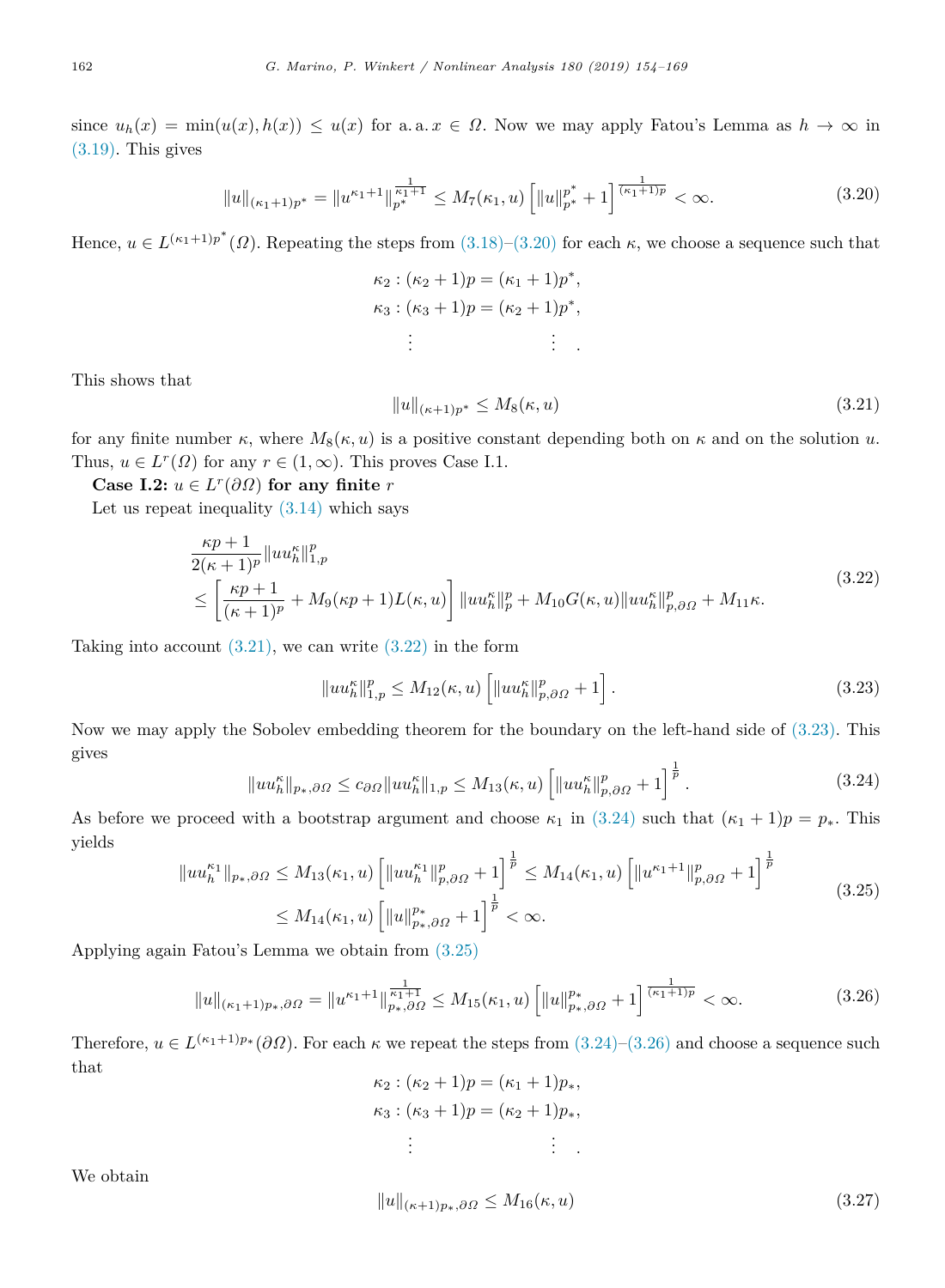since $u_h(x) = \min(u(x), h(x)) \leq u(x)$ for a. a. $x \in \Omega$. Now we may apply Fatou's Lemma as $h \to \infty$ in (3.19). This gives

$$\|u\|_{(\kappa_1+1)p^*} = \|u^{\kappa_1+1}\|_{p^*}^{\frac{1}{\kappa_1+1}} \leq M_7(\kappa_1, u)\left[\|u\|_{p^*}^{p^*} + 1\right]^{\frac{1}{(\kappa_1+1)p}} < \infty. \tag{3.20}$$

Hence, $u \in L^{(\kappa_1+1)p^*}(\Omega)$. Repeating the steps from (3.18)–(3.20) for each $\kappa$, we choose a sequence such that

$$\begin{aligned}
\kappa_2 &: (\kappa_2+1)p = (\kappa_1+1)p^*,\\
\kappa_3 &: (\kappa_3+1)p = (\kappa_2+1)p^*,\\
&\vdots \qquad\qquad\qquad \vdots \quad .
\end{aligned}$$

This shows that

$$\|u\|_{(\kappa+1)p^*} \leq M_8(\kappa, u) \tag{3.21}$$

for any finite number $\kappa$, where $M_8(\kappa, u)$ is a positive constant depending both on $\kappa$ and on the solution $u$. Thus, $u \in L^r(\Omega)$ for any $r \in (1, \infty)$. This proves Case I.1.

**Case I.2:** $u \in L^r(\partial\Omega)$ **for any finite** $r$

Let us repeat inequality (3.14) which says

$$\begin{aligned}
&\frac{\kappa p+1}{2(\kappa+1)^p}\|uu_h^\kappa\|_{1,p}^p\\
&\leq \left[\frac{\kappa p+1}{(\kappa+1)^p} + M_9(\kappa p+1)L(\kappa, u)\right]\|uu_h^\kappa\|_p^p + M_{10}G(\kappa, u)\|uu_h^\kappa\|_{p,\partial\Omega}^p + M_{11}\kappa.
\end{aligned} \tag{3.22}$$

Taking into account (3.21), we can write (3.22) in the form

$$\|uu_h^\kappa\|_{1,p}^p \leq M_{12}(\kappa, u)\left[\|uu_h^\kappa\|_{p,\partial\Omega}^p + 1\right]. \tag{3.23}$$

Now we may apply the Sobolev embedding theorem for the boundary on the left-hand side of (3.23). This gives

$$\|uu_h^\kappa\|_{p_*,\partial\Omega} \leq c_{\partial\Omega}\|uu_h^\kappa\|_{1,p} \leq M_{13}(\kappa, u)\left[\|uu_h^\kappa\|_{p,\partial\Omega}^p + 1\right]^{\frac{1}{p}}. \tag{3.24}$$

As before we proceed with a bootstrap argument and choose $\kappa_1$ in (3.24) such that $(\kappa_1+1)p = p_*$. This yields

$$\begin{aligned}
\|uu_h^{\kappa_1}\|_{p_*,\partial\Omega} &\leq M_{13}(\kappa_1, u)\left[\|uu_h^{\kappa_1}\|_{p,\partial\Omega}^p + 1\right]^{\frac{1}{p}} \leq M_{14}(\kappa_1, u)\left[\|u^{\kappa_1+1}\|_{p,\partial\Omega}^p + 1\right]^{\frac{1}{p}}\\
&\leq M_{14}(\kappa_1, u)\left[\|u\|_{p_*,\partial\Omega}^{p_*} + 1\right]^{\frac{1}{p}} < \infty.
\end{aligned} \tag{3.25}$$

Applying again Fatou's Lemma we obtain from (3.25)

$$\|u\|_{(\kappa_1+1)p_*,\partial\Omega} = \|u^{\kappa_1+1}\|_{p_*,\partial\Omega}^{\frac{1}{\kappa_1+1}} \leq M_{15}(\kappa_1, u)\left[\|u\|_{p_*,\partial\Omega}^{p_*} + 1\right]^{\frac{1}{(\kappa_1+1)p}} < \infty. \tag{3.26}$$

Therefore, $u \in L^{(\kappa_1+1)p_*}(\partial\Omega)$. For each $\kappa$ we repeat the steps from (3.24)–(3.26) and choose a sequence such that

$$\begin{aligned}
\kappa_2 &: (\kappa_2+1)p = (\kappa_1+1)p_*,\\
\kappa_3 &: (\kappa_3+1)p = (\kappa_2+1)p_*,\\
&\vdots \qquad\qquad\qquad \vdots \quad .
\end{aligned}$$

We obtain

$$\|u\|_{(\kappa+1)p_*,\partial\Omega} \leq M_{16}(\kappa, u) \tag{3.27}$$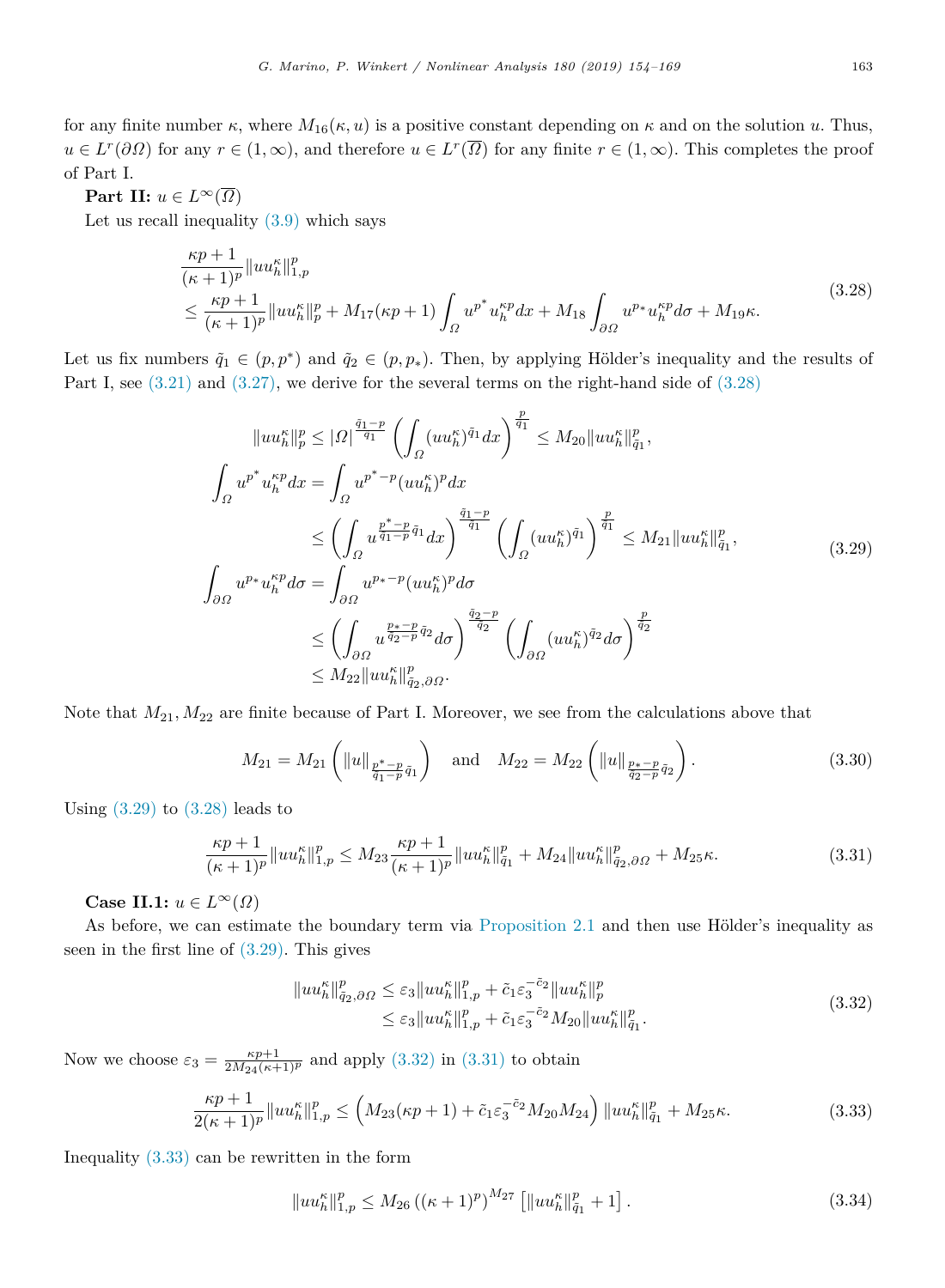for any finite number $\kappa$, where $M_{16}(\kappa, u)$ is a positive constant depending on $\kappa$ and on the solution $u$. Thus, $u \in L^r(\partial\Omega)$ for any $r \in (1,\infty)$, and therefore $u \in L^r(\overline{\Omega})$ for any finite $r \in (1,\infty)$. This completes the proof of Part I.

**Part II:** $u \in L^\infty(\overline{\Omega})$

Let us recall inequality (3.9) which says

$$\begin{aligned}
&\frac{\kappa p+1}{(\kappa+1)^p}\|uu_h^\kappa\|_{1,p}^p \\
&\leq \frac{\kappa p+1}{(\kappa+1)^p}\|uu_h^\kappa\|_p^p + M_{17}(\kappa p+1)\int_\Omega u^{p^*}u_h^{\kappa p}dx + M_{18}\int_{\partial\Omega} u^{p_*}u_h^{\kappa p}d\sigma + M_{19}\kappa.
\end{aligned} \tag{3.28}$$

Let us fix numbers $\tilde{q}_1 \in (p, p^*)$ and $\tilde{q}_2 \in (p, p_*)$. Then, by applying Hölder's inequality and the results of Part I, see (3.21) and (3.27), we derive for the several terms on the right-hand side of (3.28)

$$\begin{aligned}
\|uu_h^\kappa\|_p^p &\leq |\Omega|^{\frac{\tilde{q}_1-p}{\tilde{q}_1}}\left(\int_\Omega (uu_h^\kappa)^{\tilde{q}_1}dx\right)^{\frac{p}{\tilde{q}_1}} \leq M_{20}\|uu_h^\kappa\|_{\tilde{q}_1}^p, \\
\int_\Omega u^{p^*}u_h^{\kappa p}dx &= \int_\Omega u^{p^*-p}(uu_h^\kappa)^p dx \\
&\leq \left(\int_\Omega u^{\frac{p^*-p}{\tilde{q}_1-p}\tilde{q}_1}dx\right)^{\frac{\tilde{q}_1-p}{\tilde{q}_1}}\left(\int_\Omega (uu_h^\kappa)^{\tilde{q}_1}\right)^{\frac{p}{\tilde{q}_1}} \leq M_{21}\|uu_h^\kappa\|_{\tilde{q}_1}^p, \\
\int_{\partial\Omega} u^{p_*}u_h^{\kappa p}d\sigma &= \int_{\partial\Omega} u^{p_*-p}(uu_h^\kappa)^p d\sigma \\
&\leq \left(\int_{\partial\Omega} u^{\frac{p_*-p}{\tilde{q}_2-p}\tilde{q}_2}d\sigma\right)^{\frac{\tilde{q}_2-p}{\tilde{q}_2}}\left(\int_{\partial\Omega} (uu_h^\kappa)^{\tilde{q}_2}d\sigma\right)^{\frac{p}{\tilde{q}_2}} \\
&\leq M_{22}\|uu_h^\kappa\|_{\tilde{q}_2,\partial\Omega}^p.
\end{aligned} \tag{3.29}$$

Note that $M_{21}, M_{22}$ are finite because of Part I. Moreover, we see from the calculations above that

$$M_{21} = M_{21}\left(\|u\|_{\frac{p^*-p}{\tilde{q}_1-p}\tilde{q}_1}\right) \quad \text{and} \quad M_{22} = M_{22}\left(\|u\|_{\frac{p_*-p}{\tilde{q}_2-p}\tilde{q}_2}\right). \tag{3.30}$$

Using (3.29) to (3.28) leads to

$$\frac{\kappa p+1}{(\kappa+1)^p}\|uu_h^\kappa\|_{1,p}^p \leq M_{23}\frac{\kappa p+1}{(\kappa+1)^p}\|uu_h^\kappa\|_{\tilde{q}_1}^p + M_{24}\|uu_h^\kappa\|_{\tilde{q}_2,\partial\Omega}^p + M_{25}\kappa. \tag{3.31}$$

**Case II.1:** $u \in L^\infty(\Omega)$

As before, we can estimate the boundary term via Proposition 2.1 and then use Hölder's inequality as seen in the first line of (3.29). This gives

$$\begin{aligned}
\|uu_h^\kappa\|_{\tilde{q}_2,\partial\Omega}^p &\leq \varepsilon_3\|uu_h^\kappa\|_{1,p}^p + \tilde{c}_1\varepsilon_3^{-\tilde{c}_2}\|uu_h^\kappa\|_p^p \\
&\leq \varepsilon_3\|uu_h^\kappa\|_{1,p}^p + \tilde{c}_1\varepsilon_3^{-\tilde{c}_2}M_{20}\|uu_h^\kappa\|_{\tilde{q}_1}^p.
\end{aligned} \tag{3.32}$$

Now we choose $\varepsilon_3 = \frac{\kappa p+1}{2M_{24}(\kappa+1)^p}$ and apply (3.32) in (3.31) to obtain

$$\frac{\kappa p+1}{2(\kappa+1)^p}\|uu_h^\kappa\|_{1,p}^p \leq \left(M_{23}(\kappa p+1) + \tilde{c}_1\varepsilon_3^{-\tilde{c}_2}M_{20}M_{24}\right)\|uu_h^\kappa\|_{\tilde{q}_1}^p + M_{25}\kappa. \tag{3.33}$$

Inequality (3.33) can be rewritten in the form

$$\|uu_h^\kappa\|_{1,p}^p \leq M_{26}\left((\kappa+1)^p\right)^{M_{27}}\left[\|uu_h^\kappa\|_{\tilde{q}_1}^p + 1\right]. \tag{3.34}$$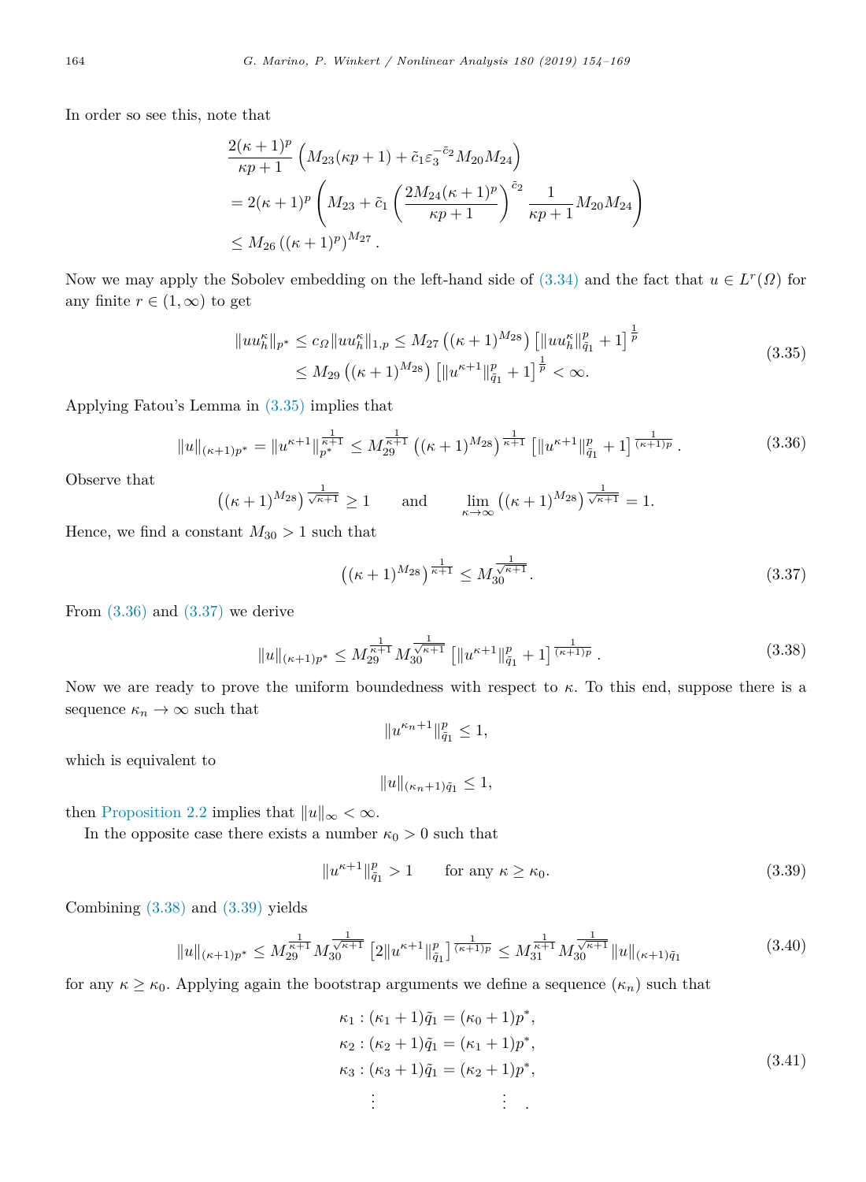In order so see this, note that

$$
\begin{aligned}
&\frac{2(\kappa+1)^p}{\kappa p+1}\left(M_{23}(\kappa p+1)+\tilde{c}_1\varepsilon_3^{-\tilde{c}_2}M_{20}M_{24}\right)\\
&=2(\kappa+1)^p\left(M_{23}+\tilde{c}_1\left(\frac{2M_{24}(\kappa+1)^p}{\kappa p+1}\right)^{\tilde{c}_2}\frac{1}{\kappa p+1}M_{20}M_{24}\right)\\
&\leq M_{26}\left((\kappa+1)^p\right)^{M_{27}}.
\end{aligned}
$$

Now we may apply the Sobolev embedding on the left-hand side of (3.34) and the fact that $u\in L^r(\Omega)$ for any finite $r\in(1,\infty)$ to get

$$
\begin{aligned}
\|uu_h^\kappa\|_{p^*}\leq c_\Omega\|uu_h^\kappa\|_{1,p}&\leq M_{27}\left((\kappa+1)^{M_{28}}\right)\left[\|uu_h^\kappa\|_{\tilde{q}_1}^p+1\right]^{\frac{1}{p}}\\
&\leq M_{29}\left((\kappa+1)^{M_{28}}\right)\left[\|u^{\kappa+1}\|_{\tilde{q}_1}^p+1\right]^{\frac{1}{p}}<\infty.
\end{aligned}
\tag{3.35}
$$

Applying Fatou's Lemma in (3.35) implies that

$$
\|u\|_{(\kappa+1)p^*}=\|u^{\kappa+1}\|_{p^*}^{\frac{1}{\kappa+1}}\leq M_{29}^{\frac{1}{\kappa+1}}\left((\kappa+1)^{M_{28}}\right)^{\frac{1}{\kappa+1}}\left[\|u^{\kappa+1}\|_{\tilde{q}_1}^p+1\right]^{\frac{1}{(\kappa+1)p}}.
\tag{3.36}
$$

Observe that

$$
\left((\kappa+1)^{M_{28}}\right)^{\frac{1}{\sqrt{\kappa+1}}}\geq 1\qquad\text{and}\qquad\lim_{\kappa\to\infty}\left((\kappa+1)^{M_{28}}\right)^{\frac{1}{\sqrt{\kappa+1}}}=1.
$$

Hence, we find a constant $M_{30}>1$ such that

$$
\left((\kappa+1)^{M_{28}}\right)^{\frac{1}{\kappa+1}}\leq M_{30}^{\frac{1}{\sqrt{\kappa+1}}}.
\tag{3.37}
$$

From (3.36) and (3.37) we derive

$$
\|u\|_{(\kappa+1)p^*}\leq M_{29}^{\frac{1}{\kappa+1}}M_{30}^{\frac{1}{\sqrt{\kappa+1}}}\left[\|u^{\kappa+1}\|_{\tilde{q}_1}^p+1\right]^{\frac{1}{(\kappa+1)p}}.
\tag{3.38}
$$

Now we are ready to prove the uniform boundedness with respect to $\kappa$. To this end, suppose there is a sequence $\kappa_n\to\infty$ such that

$$
\|u^{\kappa_n+1}\|_{\tilde{q}_1}^p\leq 1,
$$

which is equivalent to

$$
\|u\|_{(\kappa_n+1)\tilde{q}_1}\leq 1,
$$

then Proposition 2.2 implies that $\|u\|_\infty<\infty$.

In the opposite case there exists a number $\kappa_0>0$ such that

$$
\|u^{\kappa+1}\|_{\tilde{q}_1}^p>1\qquad\text{for any }\kappa\geq\kappa_0.
\tag{3.39}
$$

Combining (3.38) and (3.39) yields

$$
\|u\|_{(\kappa+1)p^*}\leq M_{29}^{\frac{1}{\kappa+1}}M_{30}^{\frac{1}{\sqrt{\kappa+1}}}\left[2\|u^{\kappa+1}\|_{\tilde{q}_1}^p\right]^{\frac{1}{(\kappa+1)p}}\leq M_{31}^{\frac{1}{\kappa+1}}M_{30}^{\frac{1}{\sqrt{\kappa+1}}}\|u\|_{(\kappa+1)\tilde{q}_1}
\tag{3.40}
$$

for any $\kappa\geq\kappa_0$. Applying again the bootstrap arguments we define a sequence $(\kappa_n)$ such that

$$
\begin{aligned}
\kappa_1&:(\kappa_1+1)\tilde{q}_1=(\kappa_0+1)p^*,\\
\kappa_2&:(\kappa_2+1)\tilde{q}_1=(\kappa_1+1)p^*,\\
\kappa_3&:(\kappa_3+1)\tilde{q}_1=(\kappa_2+1)p^*,\\
&\ \ \vdots\qquad\qquad\qquad\vdots\quad.
\end{aligned}
\tag{3.41}
$$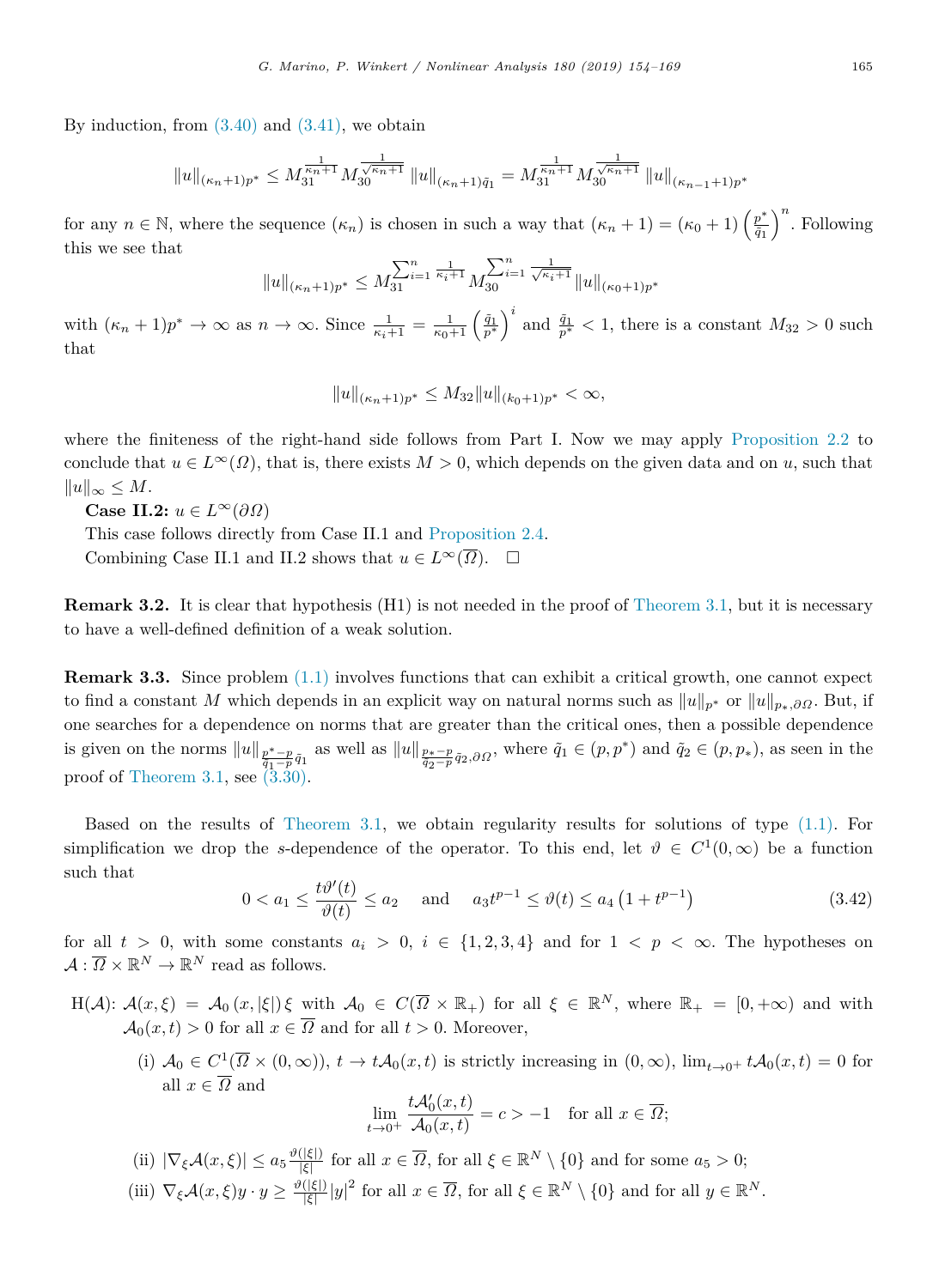By induction, from (3.40) and (3.41), we obtain

$$\|u\|_{(\kappa_n+1)p^*} \leq M_{31}^{\frac{1}{\kappa_n+1}} M_{30}^{\frac{1}{\sqrt{\kappa_n+1}}} \|u\|_{(\kappa_n+1)\tilde{q}_1} = M_{31}^{\frac{1}{\kappa_n+1}} M_{30}^{\frac{1}{\sqrt{\kappa_n+1}}} \|u\|_{(\kappa_{n-1}+1)p^*}$$

for any $n \in \mathbb{N}$, where the sequence $(\kappa_n)$ is chosen in such a way that $(\kappa_n + 1) = (\kappa_0 + 1)\left(\frac{p^*}{\tilde{q}_1}\right)^n$. Following this we see that

$$\|u\|_{(\kappa_n+1)p^*} \leq M_{31}^{\sum_{i=1}^n \frac{1}{\kappa_i+1}} M_{30}^{\sum_{i=1}^n \frac{1}{\sqrt{\kappa_i+1}}} \|u\|_{(\kappa_0+1)p^*}$$

with $(\kappa_n + 1)p^* \to \infty$ as $n \to \infty$. Since $\frac{1}{\kappa_i+1} = \frac{1}{\kappa_0+1}\left(\frac{\tilde{q}_1}{p^*}\right)^i$ and $\frac{\tilde{q}_1}{p^*} < 1$, there is a constant $M_{32} > 0$ such that

$$\|u\|_{(\kappa_n+1)p^*} \leq M_{32} \|u\|_{(k_0+1)p^*} < \infty,$$

where the finiteness of the right-hand side follows from Part I. Now we may apply Proposition 2.2 to conclude that $u \in L^\infty(\Omega)$, that is, there exists $M > 0$, which depends on the given data and on $u$, such that $\|u\|_\infty \leq M$.

**Case II.2:** $u \in L^\infty(\partial\Omega)$

This case follows directly from Case II.1 and Proposition 2.4.

Combining Case II.1 and II.2 shows that $u \in L^\infty(\overline{\Omega})$. □

**Remark 3.2.** It is clear that hypothesis (H1) is not needed in the proof of Theorem 3.1, but it is necessary to have a well-defined definition of a weak solution.

**Remark 3.3.** Since problem (1.1) involves functions that can exhibit a critical growth, one cannot expect to find a constant $M$ which depends in an explicit way on natural norms such as $\|u\|_{p^*}$ or $\|u\|_{p_*,\partial\Omega}$. But, if one searches for a dependence on norms that are greater than the critical ones, then a possible dependence is given on the norms $\|u\|_{\frac{p^*-p}{\tilde{q}_1-p}\tilde{q}_1}$ as well as $\|u\|_{\frac{p_*-p}{\tilde{q}_2-p}\tilde{q}_2,\partial\Omega}$, where $\tilde{q}_1 \in (p, p^*)$ and $\tilde{q}_2 \in (p, p_*)$, as seen in the proof of Theorem 3.1, see (3.30).

Based on the results of Theorem 3.1, we obtain regularity results for solutions of type (1.1). For simplification we drop the $s$-dependence of the operator. To this end, let $\vartheta \in C^1(0, \infty)$ be a function such that

$$0 < a_1 \leq \frac{t\vartheta'(t)}{\vartheta(t)} \leq a_2 \quad \text{and} \quad a_3 t^{p-1} \leq \vartheta(t) \leq a_4\left(1 + t^{p-1}\right) \tag{3.42}$$

for all $t > 0$, with some constants $a_i > 0$, $i \in \{1, 2, 3, 4\}$ and for $1 < p < \infty$. The hypotheses on $\mathcal{A} : \overline{\Omega} \times \mathbb{R}^N \to \mathbb{R}^N$ read as follows.

H($\mathcal{A}$): $\mathcal{A}(x, \xi) = \mathcal{A}_0(x, |\xi|)\xi$ with $\mathcal{A}_0 \in C(\overline{\Omega} \times \mathbb{R}_+)$ for all $\xi \in \mathbb{R}^N$, where $\mathbb{R}_+ = [0, +\infty)$ and with $\mathcal{A}_0(x, t) > 0$ for all $x \in \overline{\Omega}$ and for all $t > 0$. Moreover,

- (i) $\mathcal{A}_0 \in C^1(\overline{\Omega} \times (0, \infty))$, $t \to t\mathcal{A}_0(x, t)$ is strictly increasing in $(0, \infty)$, $\lim_{t\to 0^+} t\mathcal{A}_0(x, t) = 0$ for all $x \in \overline{\Omega}$ and
$$\lim_{t\to 0^+} \frac{t\mathcal{A}_0'(x, t)}{\mathcal{A}_0(x, t)} = c > -1 \quad \text{for all } x \in \overline{\Omega};$$
- (ii) $|\nabla_\xi \mathcal{A}(x, \xi)| \leq a_5 \frac{\vartheta(|\xi|)}{|\xi|}$ for all $x \in \overline{\Omega}$, for all $\xi \in \mathbb{R}^N \setminus \{0\}$ and for some $a_5 > 0$;
- (iii) $\nabla_\xi \mathcal{A}(x, \xi) y \cdot y \geq \frac{\vartheta(|\xi|)}{|\xi|}|y|^2$ for all $x \in \overline{\Omega}$, for all $\xi \in \mathbb{R}^N \setminus \{0\}$ and for all $y \in \mathbb{R}^N$.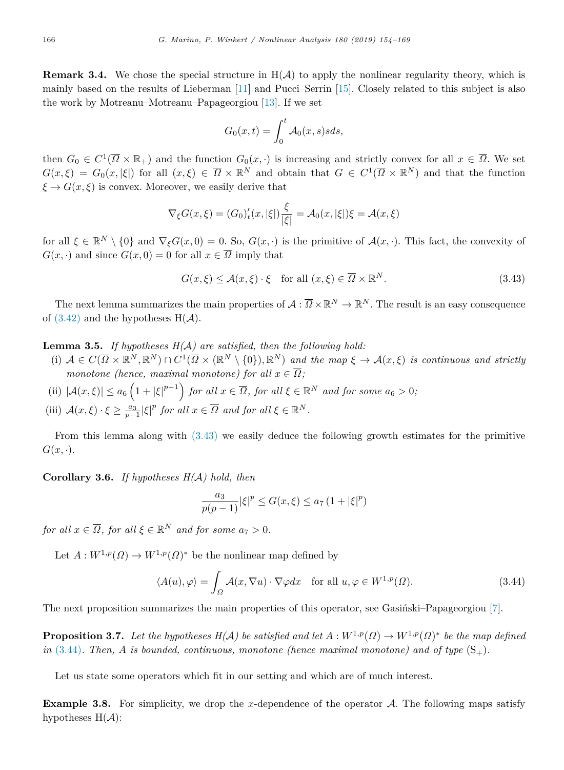**Remark 3.4.** We chose the special structure in H($\mathcal{A}$) to apply the nonlinear regularity theory, which is mainly based on the results of Lieberman [11] and Pucci–Serrin [15]. Closely related to this subject is also the work by Motreanu–Motreanu–Papageorgiou [13]. If we set

$$G_0(x,t) = \int_0^t \mathcal{A}_0(x,s)s ds,$$

then $G_0 \in C^1(\overline{\Omega} \times \mathbb{R}_+)$ and the function $G_0(x,\cdot)$ is increasing and strictly convex for all $x \in \overline{\Omega}$. We set $G(x,\xi) = G_0(x,|\xi|)$ for all $(x,\xi) \in \overline{\Omega} \times \mathbb{R}^N$ and obtain that $G \in C^1(\overline{\Omega} \times \mathbb{R}^N)$ and that the function $\xi \to G(x,\xi)$ is convex. Moreover, we easily derive that

$$\nabla_\xi G(x,\xi) = (G_0)'_t(x,|\xi|)\frac{\xi}{|\xi|} = \mathcal{A}_0(x,|\xi|)\xi = \mathcal{A}(x,\xi)$$

for all $\xi \in \mathbb{R}^N \setminus \{0\}$ and $\nabla_\xi G(x,0) = 0$. So, $G(x,\cdot)$ is the primitive of $\mathcal{A}(x,\cdot)$. This fact, the convexity of $G(x,\cdot)$ and since $G(x,0) = 0$ for all $x \in \overline{\Omega}$ imply that

$$G(x,\xi) \le \mathcal{A}(x,\xi) \cdot \xi \quad \text{for all } (x,\xi) \in \overline{\Omega} \times \mathbb{R}^N. \tag{3.43}$$

The next lemma summarizes the main properties of $\mathcal{A} : \overline{\Omega} \times \mathbb{R}^N \to \mathbb{R}^N$. The result is an easy consequence of (3.42) and the hypotheses H($\mathcal{A}$).

**Lemma 3.5.** *If hypotheses H($\mathcal{A}$) are satisfied, then the following hold:*

(i) $\mathcal{A} \in C(\overline{\Omega} \times \mathbb{R}^N, \mathbb{R}^N) \cap C^1(\overline{\Omega} \times (\mathbb{R}^N \setminus \{0\}), \mathbb{R}^N)$ *and the map* $\xi \to \mathcal{A}(x,\xi)$ *is continuous and strictly monotone (hence, maximal monotone) for all* $x \in \overline{\Omega}$;

(ii) $|\mathcal{A}(x,\xi)| \le a_6 \left(1 + |\xi|^{p-1}\right)$ *for all* $x \in \overline{\Omega}$, *for all* $\xi \in \mathbb{R}^N$ *and for some* $a_6 > 0$;

(iii) $\mathcal{A}(x,\xi) \cdot \xi \ge \frac{a_3}{p-1}|\xi|^p$ *for all* $x \in \overline{\Omega}$ *and for all* $\xi \in \mathbb{R}^N$.

From this lemma along with (3.43) we easily deduce the following growth estimates for the primitive $G(x,\cdot)$.

**Corollary 3.6.** *If hypotheses H($\mathcal{A}$) hold, then*

$$\frac{a_3}{p(p-1)}|\xi|^p \le G(x,\xi) \le a_7 \left(1 + |\xi|^p\right)$$

*for all* $x \in \overline{\Omega}$, *for all* $\xi \in \mathbb{R}^N$ *and for some* $a_7 > 0$.

Let $A : W^{1,p}(\Omega) \to W^{1,p}(\Omega)^*$ be the nonlinear map defined by

$$\langle A(u), \varphi \rangle = \int_\Omega \mathcal{A}(x,\nabla u) \cdot \nabla \varphi dx \quad \text{for all } u, \varphi \in W^{1,p}(\Omega). \tag{3.44}$$

The next proposition summarizes the main properties of this operator, see Gasiński–Papageorgiou [7].

**Proposition 3.7.** *Let the hypotheses H($\mathcal{A}$) be satisfied and let* $A : W^{1,p}(\Omega) \to W^{1,p}(\Omega)^*$ *be the map defined in* (3.44). *Then,* $A$ *is bounded, continuous, monotone (hence maximal monotone) and of type* $(\mathrm{S}_+)$.

Let us state some operators which fit in our setting and which are of much interest.

**Example 3.8.** For simplicity, we drop the $x$-dependence of the operator $\mathcal{A}$. The following maps satisfy hypotheses H($\mathcal{A}$):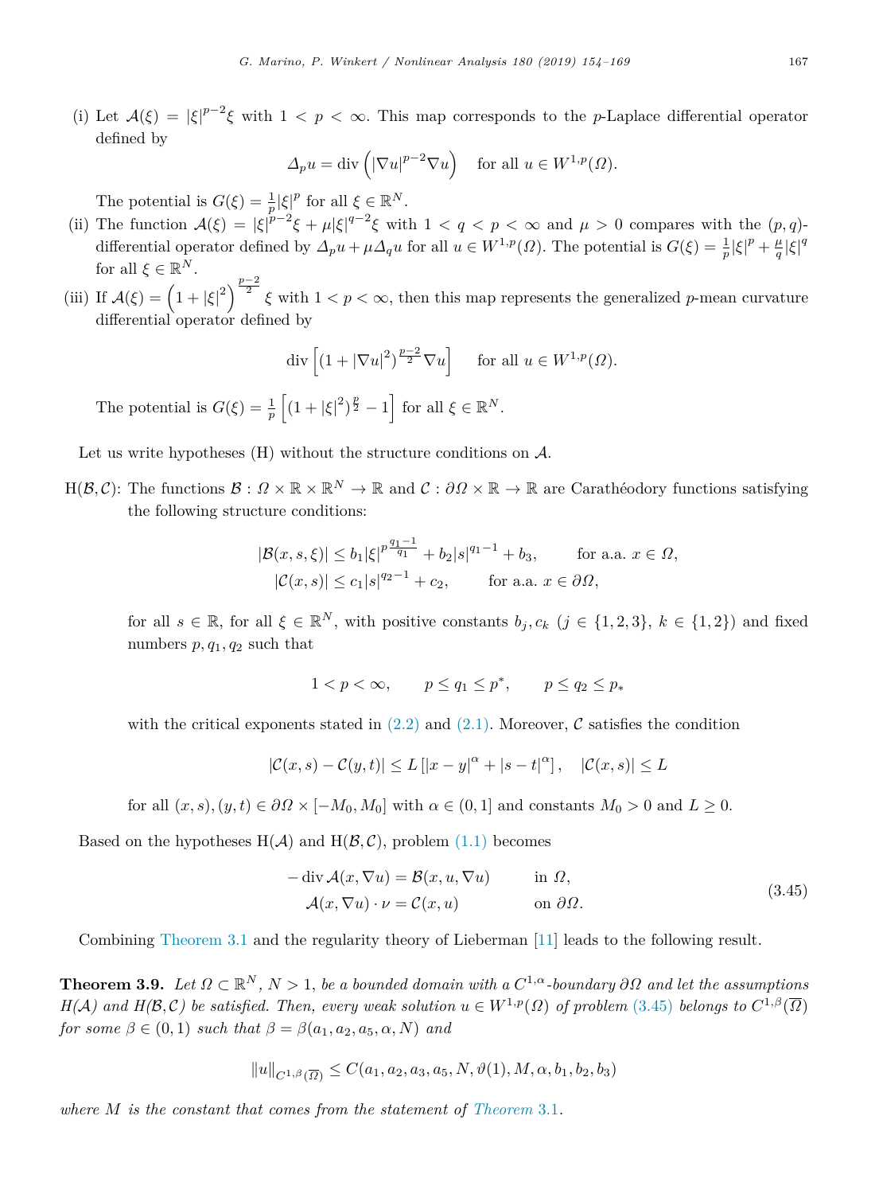(i) Let $\mathcal{A}(\xi) = |\xi|^{p-2}\xi$ with $1 < p < \infty$. This map corresponds to the $p$-Laplace differential operator defined by

$$\Delta_p u = \operatorname{div}\left(|\nabla u|^{p-2}\nabla u\right) \quad \text{for all } u \in W^{1,p}(\Omega).$$

The potential is $G(\xi) = \frac{1}{p}|\xi|^p$ for all $\xi \in \mathbb{R}^N$.

(ii) The function $\mathcal{A}(\xi) = |\xi|^{p-2}\xi + \mu|\xi|^{q-2}\xi$ with $1 < q < p < \infty$ and $\mu > 0$ compares with the $(p,q)$-differential operator defined by $\Delta_p u + \mu\Delta_q u$ for all $u \in W^{1,p}(\Omega)$. The potential is $G(\xi) = \frac{1}{p}|\xi|^p + \frac{\mu}{q}|\xi|^q$ for all $\xi \in \mathbb{R}^N$.

(iii) If $\mathcal{A}(\xi) = \left(1+|\xi|^2\right)^{\frac{p-2}{2}}\xi$ with $1 < p < \infty$, then this map represents the generalized $p$-mean curvature differential operator defined by

$$\operatorname{div}\left[(1+|\nabla u|^2)^{\frac{p-2}{2}}\nabla u\right] \quad \text{for all } u \in W^{1,p}(\Omega).$$

The potential is $G(\xi) = \frac{1}{p}\left[(1+|\xi|^2)^{\frac{p}{2}} - 1\right]$ for all $\xi \in \mathbb{R}^N$.

Let us write hypotheses (H) without the structure conditions on $\mathcal{A}$.

H($\mathcal{B},\mathcal{C}$): The functions $\mathcal{B} : \Omega \times \mathbb{R} \times \mathbb{R}^N \to \mathbb{R}$ and $\mathcal{C} : \partial\Omega \times \mathbb{R} \to \mathbb{R}$ are Carathéodory functions satisfying the following structure conditions:

$$\begin{aligned}
|\mathcal{B}(x,s,\xi)| &\le b_1|\xi|^{p\frac{q_1-1}{q_1}} + b_2|s|^{q_1-1} + b_3, \qquad &&\text{for a.a. } x \in \Omega,\\
|\mathcal{C}(x,s)| &\le c_1|s|^{q_2-1} + c_2, &&\text{for a.a. } x \in \partial\Omega,
\end{aligned}$$

for all $s \in \mathbb{R}$, for all $\xi \in \mathbb{R}^N$, with positive constants $b_j, c_k$ ($j \in \{1,2,3\}$, $k \in \{1,2\}$) and fixed numbers $p, q_1, q_2$ such that

$$1 < p < \infty, \qquad p \le q_1 \le p^*, \qquad p \le q_2 \le p_*$$

with the critical exponents stated in (2.2) and (2.1). Moreover, $\mathcal{C}$ satisfies the condition

$$|\mathcal{C}(x,s) - \mathcal{C}(y,t)| \le L\left[|x-y|^\alpha + |s-t|^\alpha\right], \quad |\mathcal{C}(x,s)| \le L$$

for all $(x,s),(y,t) \in \partial\Omega \times [-M_0, M_0]$ with $\alpha \in (0,1]$ and constants $M_0 > 0$ and $L \ge 0$.

Based on the hypotheses H($\mathcal{A}$) and H($\mathcal{B},\mathcal{C}$), problem (1.1) becomes

$$\begin{aligned}
-\operatorname{div}\mathcal{A}(x,\nabla u) &= \mathcal{B}(x,u,\nabla u) \qquad &&\text{in } \Omega,\\
\mathcal{A}(x,\nabla u)\cdot\nu &= \mathcal{C}(x,u) &&\text{on } \partial\Omega.
\end{aligned} \tag{3.45}$$

Combining Theorem 3.1 and the regularity theory of Lieberman [11] leads to the following result.

**Theorem 3.9.** *Let $\Omega \subset \mathbb{R}^N$, $N > 1$, be a bounded domain with a $C^{1,\alpha}$-boundary $\partial\Omega$ and let the assumptions H($\mathcal{A}$) and H($\mathcal{B},\mathcal{C}$) be satisfied. Then, every weak solution $u \in W^{1,p}(\Omega)$ of problem (3.45) belongs to $C^{1,\beta}(\overline{\Omega})$ for some $\beta \in (0,1)$ such that $\beta = \beta(a_1,a_2,a_5,\alpha,N)$ and*

$$\|u\|_{C^{1,\beta}(\overline{\Omega})} \le C(a_1,a_2,a_3,a_5,N,\vartheta(1),M,\alpha,b_1,b_2,b_3)$$

*where $M$ is the constant that comes from the statement of Theorem 3.1.*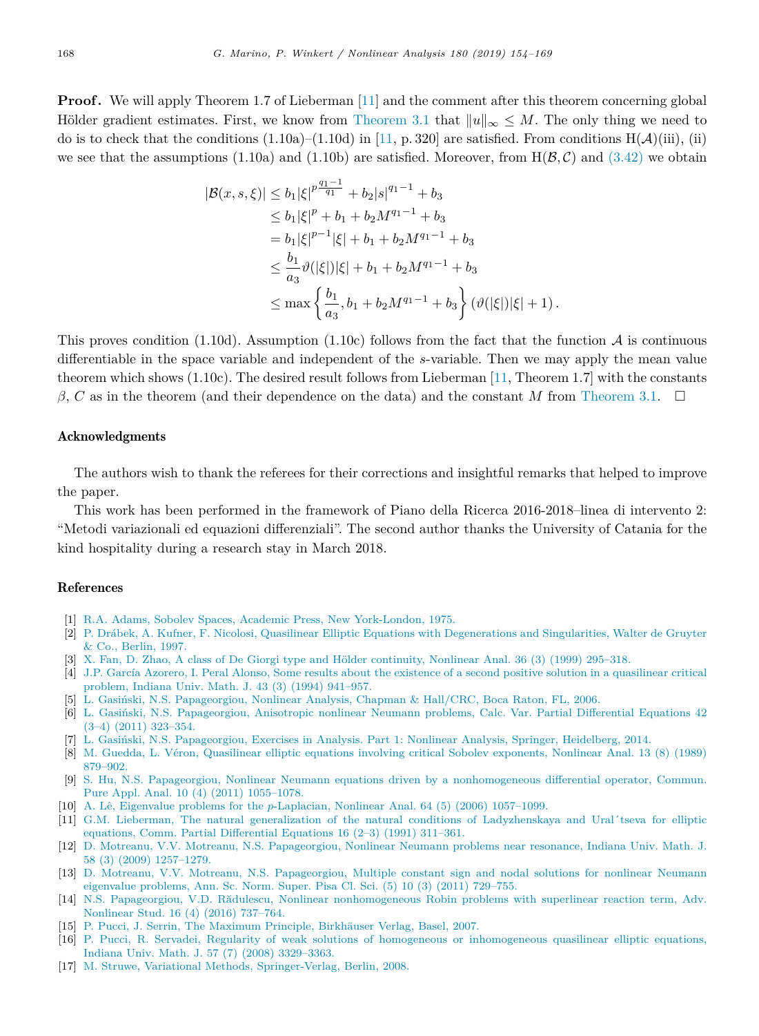**Proof.** We will apply Theorem 1.7 of Lieberman [11] and the comment after this theorem concerning global Hölder gradient estimates. First, we know from Theorem 3.1 that $\|u\|_\infty \leq M$. The only thing we need to do is to check that the conditions (1.10a)–(1.10d) in [11, p. 320] are satisfied. From conditions H($\mathcal{A}$)(iii), (ii) we see that the assumptions (1.10a) and (1.10b) are satisfied. Moreover, from H($\mathcal{B}, \mathcal{C}$) and (3.42) we obtain

$$
\begin{aligned}
|\mathcal{B}(x,s,\xi)| &\leq b_1|\xi|^{p\frac{q_1-1}{q_1}} + b_2|s|^{q_1-1} + b_3 \\
&\leq b_1|\xi|^p + b_1 + b_2 M^{q_1-1} + b_3 \\
&= b_1|\xi|^{p-1}|\xi| + b_1 + b_2 M^{q_1-1} + b_3 \\
&\leq \frac{b_1}{a_3}\vartheta(|\xi|)|\xi| + b_1 + b_2 M^{q_1-1} + b_3 \\
&\leq \max\left\{\frac{b_1}{a_3}, b_1 + b_2 M^{q_1-1} + b_3\right\}\left(\vartheta(|\xi|)|\xi| + 1\right).
\end{aligned}
$$

This proves condition (1.10d). Assumption (1.10c) follows from the fact that the function $\mathcal{A}$ is continuous differentiable in the space variable and independent of the $s$-variable. Then we may apply the mean value theorem which shows (1.10c). The desired result follows from Lieberman [11, Theorem 1.7] with the constants $\beta$, $C$ as in the theorem (and their dependence on the data) and the constant $M$ from Theorem 3.1. $\square$

## Acknowledgments

The authors wish to thank the referees for their corrections and insightful remarks that helped to improve the paper.

This work has been performed in the framework of Piano della Ricerca 2016-2018–linea di intervento 2: "Metodi variazionali ed equazioni differenziali". The second author thanks the University of Catania for the kind hospitality during a research stay in March 2018.

## References

[1] R.A. Adams, Sobolev Spaces, Academic Press, New York-London, 1975.

[2] P. Drábek, A. Kufner, F. Nicolosi, Quasilinear Elliptic Equations with Degenerations and Singularities, Walter de Gruyter & Co., Berlin, 1997.

[3] X. Fan, D. Zhao, A class of De Giorgi type and Hölder continuity, Nonlinear Anal. 36 (3) (1999) 295–318.

[4] J.P. García Azorero, I. Peral Alonso, Some results about the existence of a second positive solution in a quasilinear critical problem, Indiana Univ. Math. J. 43 (3) (1994) 941–957.

[5] L. Gasiński, N.S. Papageorgiou, Nonlinear Analysis, Chapman & Hall/CRC, Boca Raton, FL, 2006.

[6] L. Gasiński, N.S. Papageorgiou, Anisotropic nonlinear Neumann problems, Calc. Var. Partial Differential Equations 42 (3–4) (2011) 323–354.

[7] L. Gasiński, N.S. Papageorgiou, Exercises in Analysis. Part 1: Nonlinear Analysis, Springer, Heidelberg, 2014.

[8] M. Guedda, L. Véron, Quasilinear elliptic equations involving critical Sobolev exponents, Nonlinear Anal. 13 (8) (1989) 879–902.

[9] S. Hu, N.S. Papageorgiou, Nonlinear Neumann equations driven by a nonhomogeneous differential operator, Commun. Pure Appl. Anal. 10 (4) (2011) 1055–1078.

[10] A. Lê, Eigenvalue problems for the $p$-Laplacian, Nonlinear Anal. 64 (5) (2006) 1057–1099.

[11] G.M. Lieberman, The natural generalization of the natural conditions of Ladyzhenskaya and Ural´tseva for elliptic equations, Comm. Partial Differential Equations 16 (2–3) (1991) 311–361.

[12] D. Motreanu, V.V. Motreanu, N.S. Papageorgiou, Nonlinear Neumann problems near resonance, Indiana Univ. Math. J. 58 (3) (2009) 1257–1279.

[13] D. Motreanu, V.V. Motreanu, N.S. Papageorgiou, Multiple constant sign and nodal solutions for nonlinear Neumann eigenvalue problems, Ann. Sc. Norm. Super. Pisa Cl. Sci. (5) 10 (3) (2011) 729–755.

[14] N.S. Papageorgiou, V.D. Rădulescu, Nonlinear nonhomogeneous Robin problems with superlinear reaction term, Adv. Nonlinear Stud. 16 (4) (2016) 737–764.

[15] P. Pucci, J. Serrin, The Maximum Principle, Birkhäuser Verlag, Basel, 2007.

[16] P. Pucci, R. Servadei, Regularity of weak solutions of homogeneous or inhomogeneous quasilinear elliptic equations, Indiana Univ. Math. J. 57 (7) (2008) 3329–3363.

[17] M. Struwe, Variational Methods, Springer-Verlag, Berlin, 2008.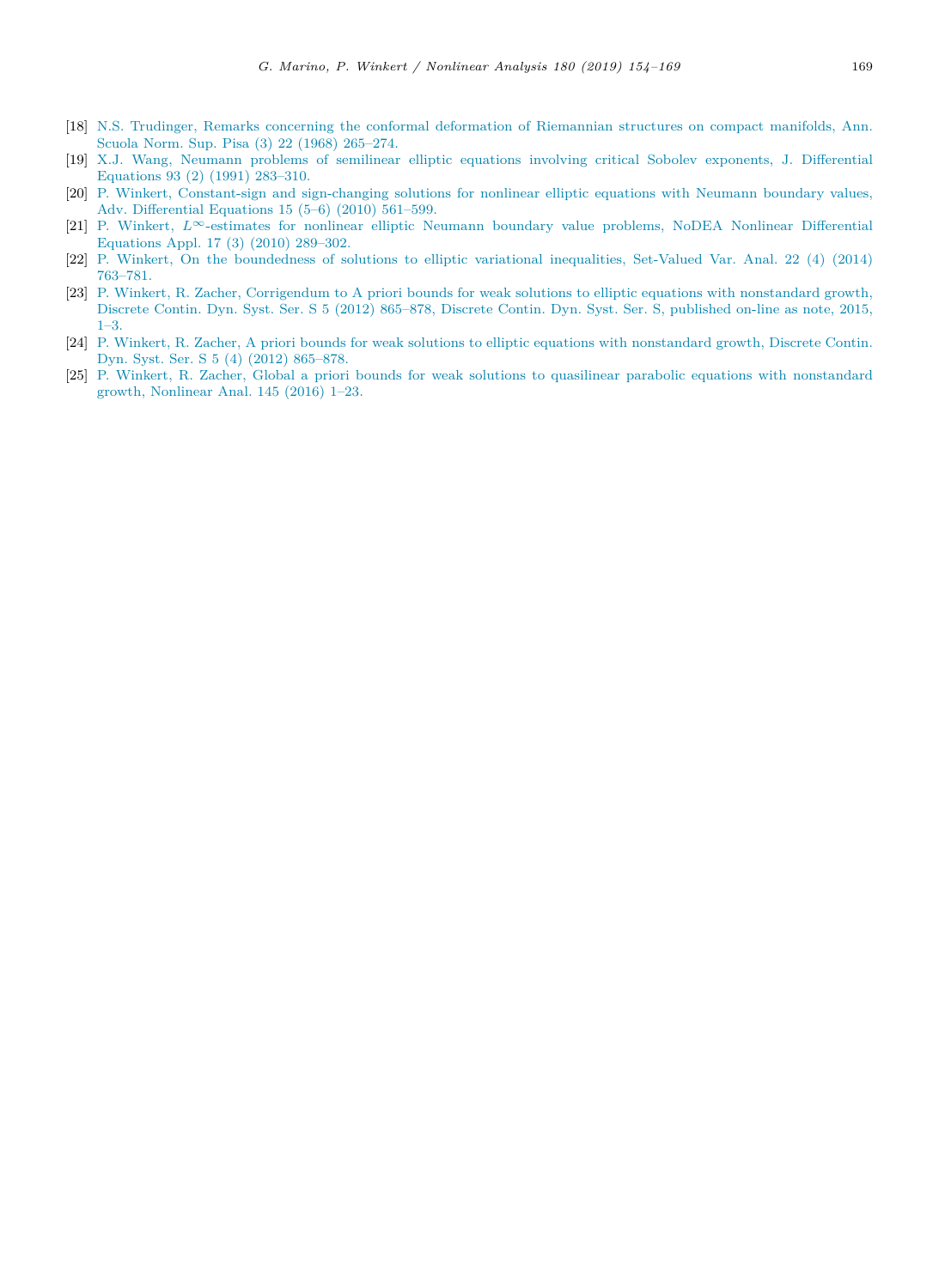[18] N.S. Trudinger, Remarks concerning the conformal deformation of Riemannian structures on compact manifolds, Ann. Scuola Norm. Sup. Pisa (3) 22 (1968) 265–274.

[19] X.J. Wang, Neumann problems of semilinear elliptic equations involving critical Sobolev exponents, J. Differential Equations 93 (2) (1991) 283–310.

[20] P. Winkert, Constant-sign and sign-changing solutions for nonlinear elliptic equations with Neumann boundary values, Adv. Differential Equations 15 (5–6) (2010) 561–599.

[21] P. Winkert, $L^\infty$-estimates for nonlinear elliptic Neumann boundary value problems, NoDEA Nonlinear Differential Equations Appl. 17 (3) (2010) 289–302.

[22] P. Winkert, On the boundedness of solutions to elliptic variational inequalities, Set-Valued Var. Anal. 22 (4) (2014) 763–781.

[23] P. Winkert, R. Zacher, Corrigendum to A priori bounds for weak solutions to elliptic equations with nonstandard growth, Discrete Contin. Dyn. Syst. Ser. S 5 (2012) 865–878, Discrete Contin. Dyn. Syst. Ser. S, published on-line as note, 2015, 1–3.

[24] P. Winkert, R. Zacher, A priori bounds for weak solutions to elliptic equations with nonstandard growth, Discrete Contin. Dyn. Syst. Ser. S 5 (4) (2012) 865–878.

[25] P. Winkert, R. Zacher, Global a priori bounds for weak solutions to quasilinear parabolic equations with nonstandard growth, Nonlinear Anal. 145 (2016) 1–23.